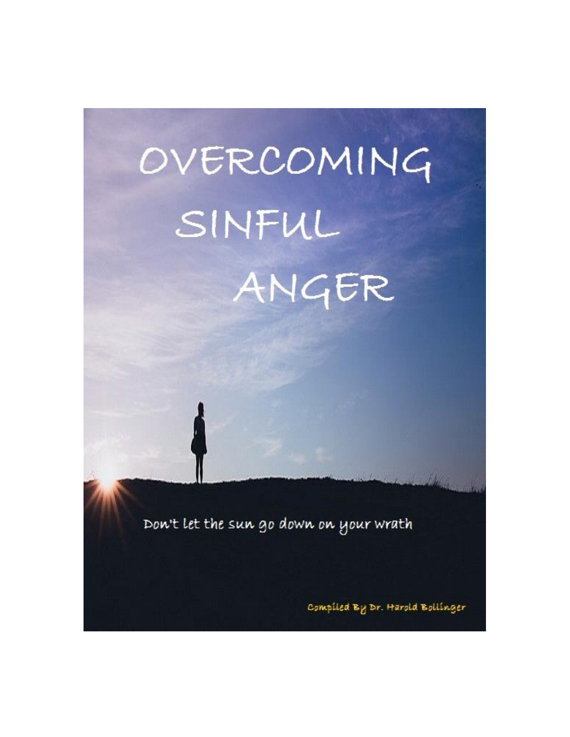# OVERCOMING SINFUL ANGER

Don't let the sun go down on your wrath

Compiled By Dr. Harold Bollinger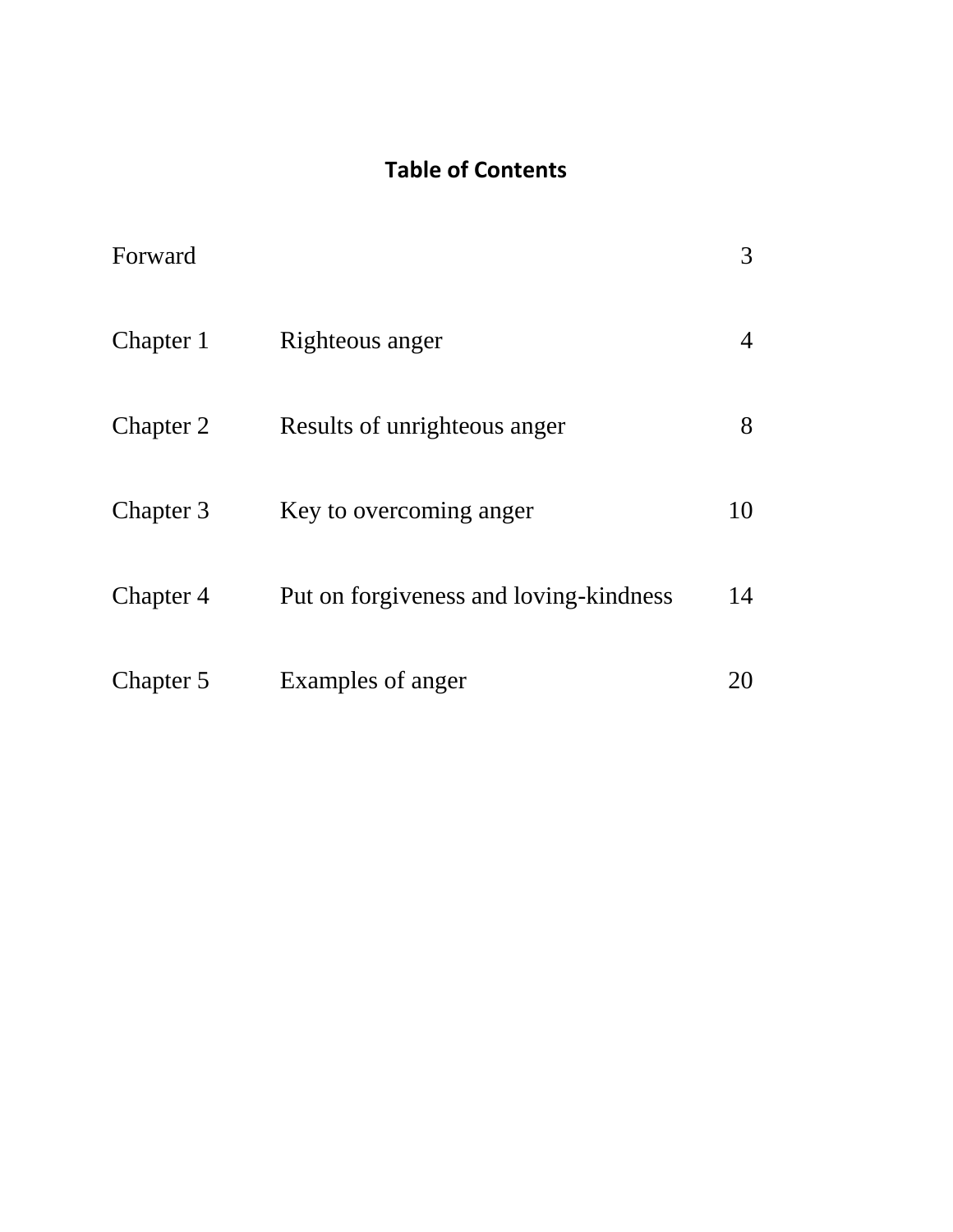# Table of Contents

| | | |
|---|---|---|
| Forward | | 3 |
| Chapter 1 | Righteous anger | 4 |
| Chapter 2 | Results of unrighteous anger | 8 |
| Chapter 3 | Key to overcoming anger | 10 |
| Chapter 4 | Put on forgiveness and loving-kindness | 14 |
| Chapter 5 | Examples of anger | 20 |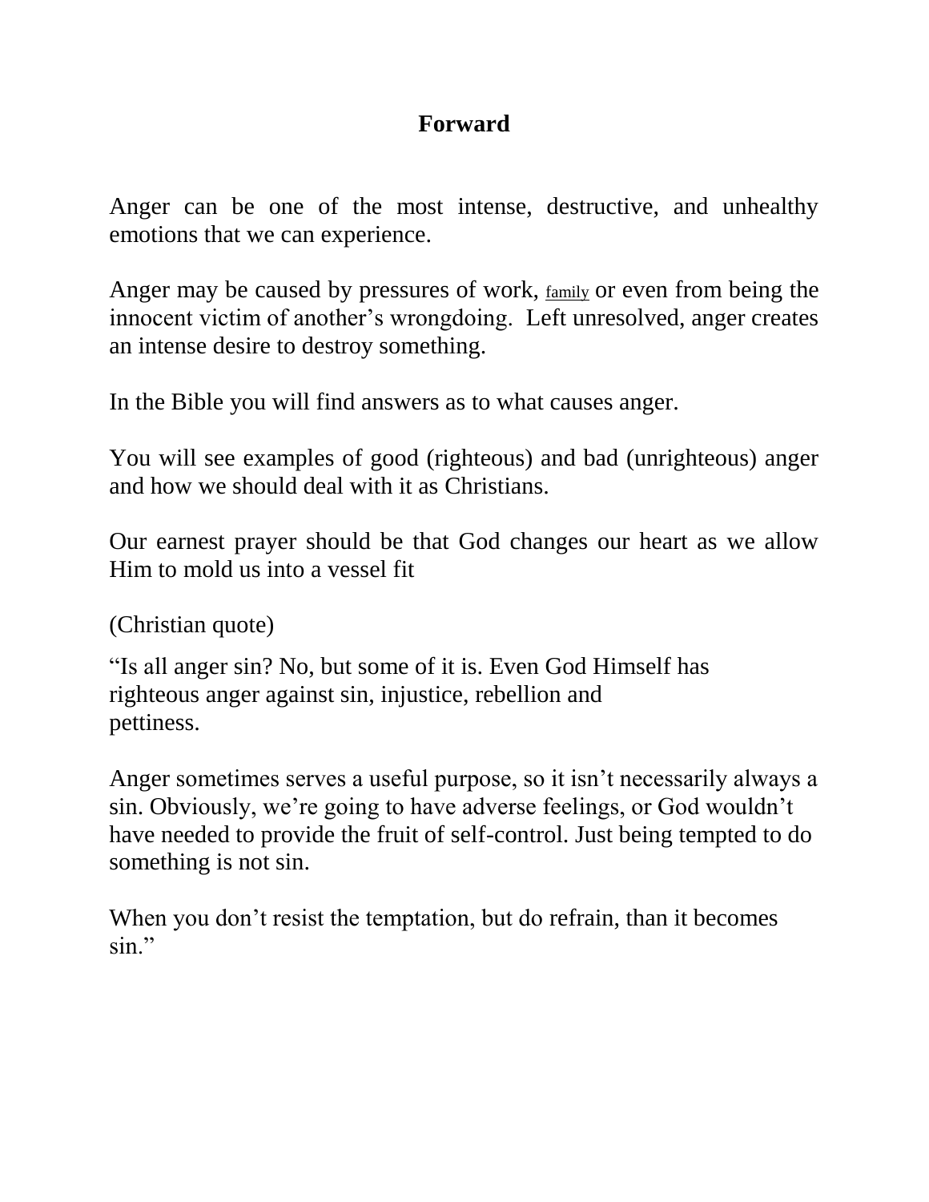# Forward

Anger can be one of the most intense, destructive, and unhealthy emotions that we can experience.

Anger may be caused by pressures of work, family or even from being the innocent victim of another's wrongdoing. Left unresolved, anger creates an intense desire to destroy something.

In the Bible you will find answers as to what causes anger.

You will see examples of good (righteous) and bad (unrighteous) anger and how we should deal with it as Christians.

Our earnest prayer should be that God changes our heart as we allow Him to mold us into a vessel fit

(Christian quote)

"Is all anger sin? No, but some of it is. Even God Himself has righteous anger against sin, injustice, rebellion and pettiness.

Anger sometimes serves a useful purpose, so it isn't necessarily always a sin. Obviously, we're going to have adverse feelings, or God wouldn't have needed to provide the fruit of self-control. Just being tempted to do something is not sin.

When you don't resist the temptation, but do refrain, than it becomes sin."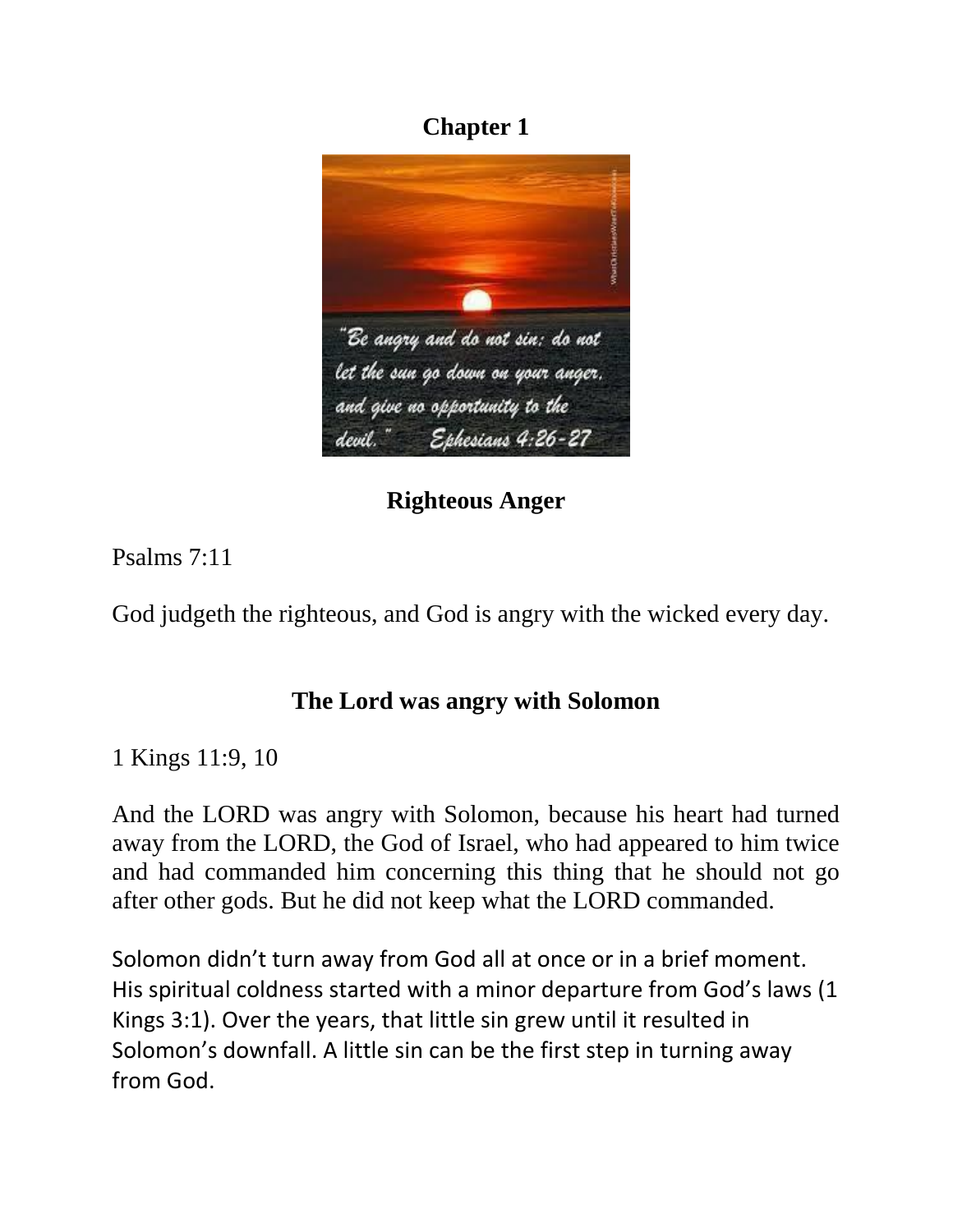# Chapter 1

"Be angry and do not sin: do not let the sun go down on your anger, and give no opportunity to the devil." Ephesians 4:26-27

## Righteous Anger

Psalms 7:11

God judgeth the righteous, and God is angry with the wicked every day.

## The Lord was angry with Solomon

1 Kings 11:9, 10

And the LORD was angry with Solomon, because his heart had turned away from the LORD, the God of Israel, who had appeared to him twice and had commanded him concerning this thing that he should not go after other gods. But he did not keep what the LORD commanded.

Solomon didn't turn away from God all at once or in a brief moment. His spiritual coldness started with a minor departure from God's laws (1 Kings 3:1). Over the years, that little sin grew until it resulted in Solomon's downfall. A little sin can be the first step in turning away from God.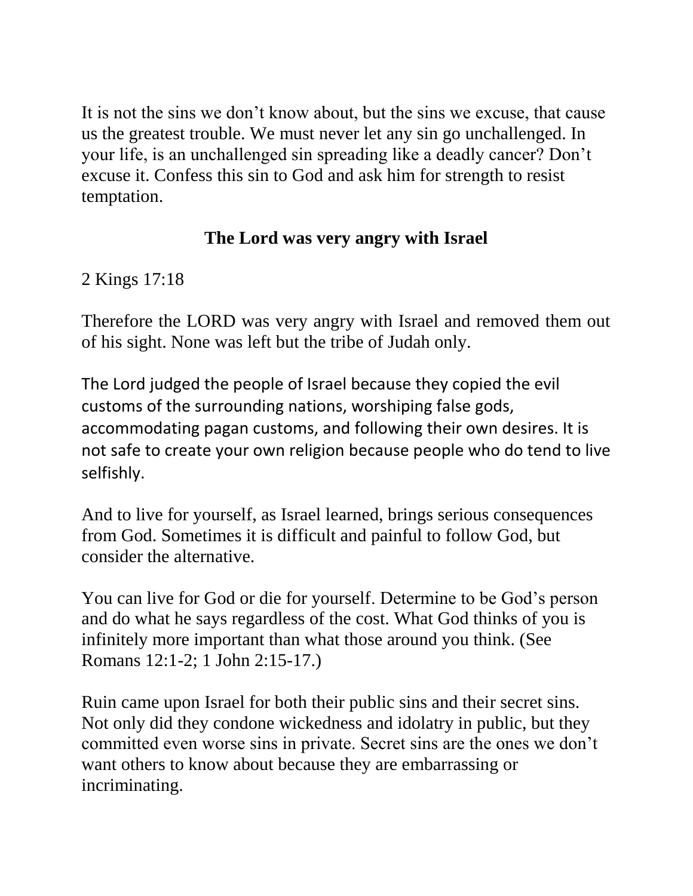It is not the sins we don't know about, but the sins we excuse, that cause us the greatest trouble. We must never let any sin go unchallenged. In your life, is an unchallenged sin spreading like a deadly cancer? Don't excuse it. Confess this sin to God and ask him for strength to resist temptation.

## The Lord was very angry with Israel

2 Kings 17:18

Therefore the LORD was very angry with Israel and removed them out of his sight. None was left but the tribe of Judah only.

The Lord judged the people of Israel because they copied the evil customs of the surrounding nations, worshiping false gods, accommodating pagan customs, and following their own desires. It is not safe to create your own religion because people who do tend to live selfishly.

And to live for yourself, as Israel learned, brings serious consequences from God. Sometimes it is difficult and painful to follow God, but consider the alternative.

You can live for God or die for yourself. Determine to be God's person and do what he says regardless of the cost. What God thinks of you is infinitely more important than what those around you think. (See Romans 12:1-2; 1 John 2:15-17.)

Ruin came upon Israel for both their public sins and their secret sins. Not only did they condone wickedness and idolatry in public, but they committed even worse sins in private. Secret sins are the ones we don't want others to know about because they are embarrassing or incriminating.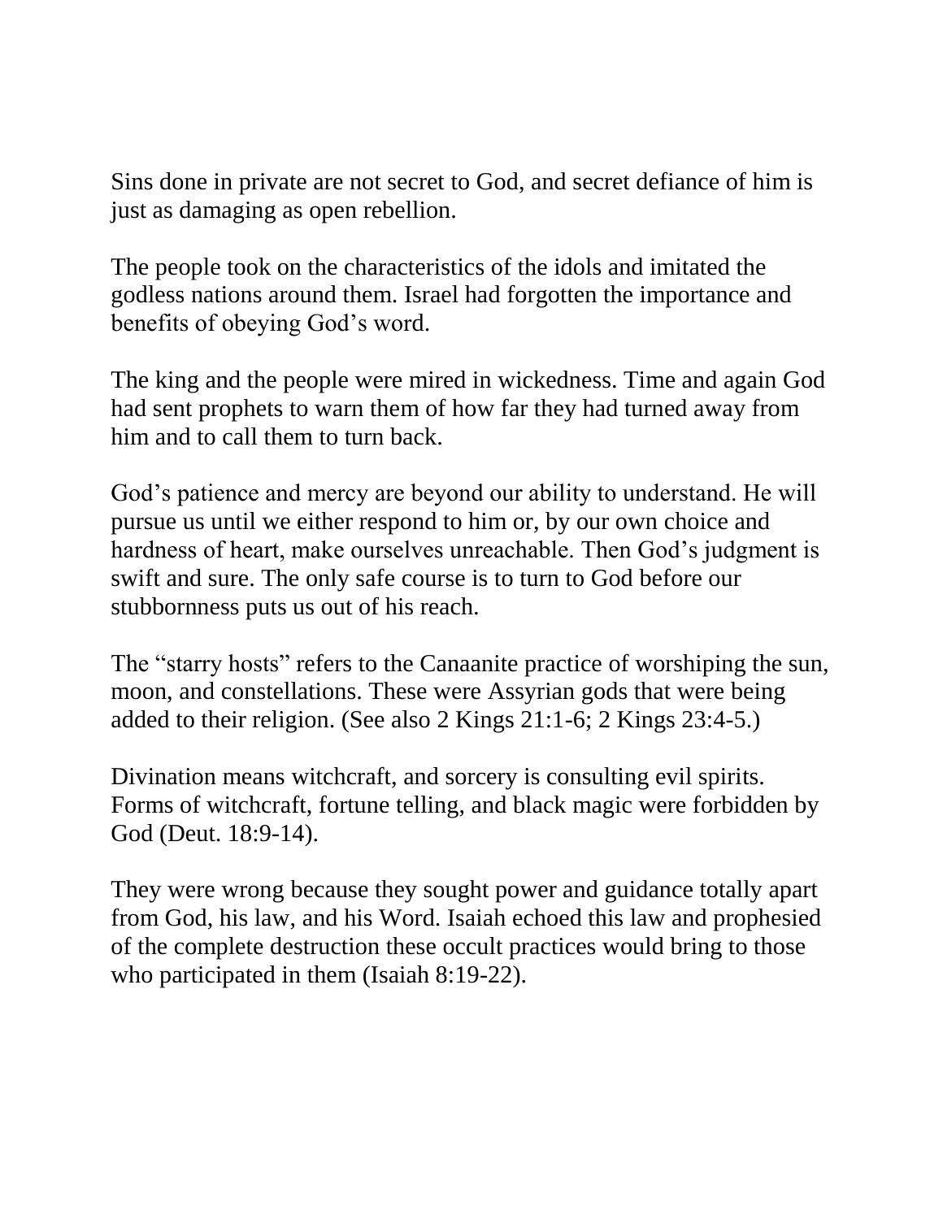Sins done in private are not secret to God, and secret defiance of him is just as damaging as open rebellion.

The people took on the characteristics of the idols and imitated the godless nations around them. Israel had forgotten the importance and benefits of obeying God's word.

The king and the people were mired in wickedness. Time and again God had sent prophets to warn them of how far they had turned away from him and to call them to turn back.

God's patience and mercy are beyond our ability to understand. He will pursue us until we either respond to him or, by our own choice and hardness of heart, make ourselves unreachable. Then God's judgment is swift and sure. The only safe course is to turn to God before our stubbornness puts us out of his reach.

The "starry hosts" refers to the Canaanite practice of worshiping the sun, moon, and constellations. These were Assyrian gods that were being added to their religion. (See also 2 Kings 21:1-6; 2 Kings 23:4-5.)

Divination means witchcraft, and sorcery is consulting evil spirits. Forms of witchcraft, fortune telling, and black magic were forbidden by God (Deut. 18:9-14).

They were wrong because they sought power and guidance totally apart from God, his law, and his Word. Isaiah echoed this law and prophesied of the complete destruction these occult practices would bring to those who participated in them (Isaiah 8:19-22).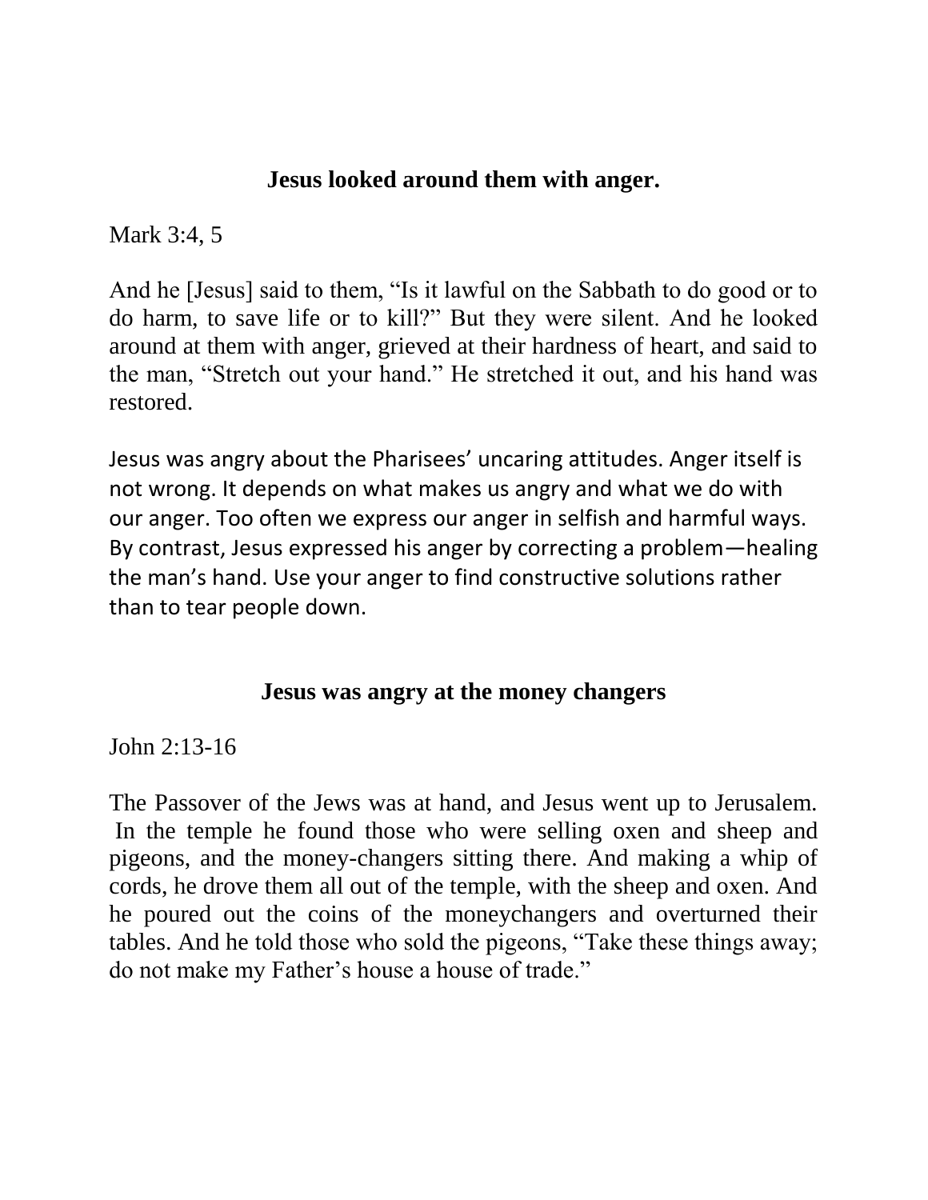## Jesus looked around them with anger.

Mark 3:4, 5

And he [Jesus] said to them, "Is it lawful on the Sabbath to do good or to do harm, to save life or to kill?" But they were silent. And he looked around at them with anger, grieved at their hardness of heart, and said to the man, "Stretch out your hand." He stretched it out, and his hand was restored.

Jesus was angry about the Pharisees' uncaring attitudes. Anger itself is not wrong. It depends on what makes us angry and what we do with our anger. Too often we express our anger in selfish and harmful ways. By contrast, Jesus expressed his anger by correcting a problem—healing the man's hand. Use your anger to find constructive solutions rather than to tear people down.

## Jesus was angry at the money changers

John 2:13-16

The Passover of the Jews was at hand, and Jesus went up to Jerusalem. In the temple he found those who were selling oxen and sheep and pigeons, and the money-changers sitting there. And making a whip of cords, he drove them all out of the temple, with the sheep and oxen. And he poured out the coins of the moneychangers and overturned their tables. And he told those who sold the pigeons, "Take these things away; do not make my Father's house a house of trade."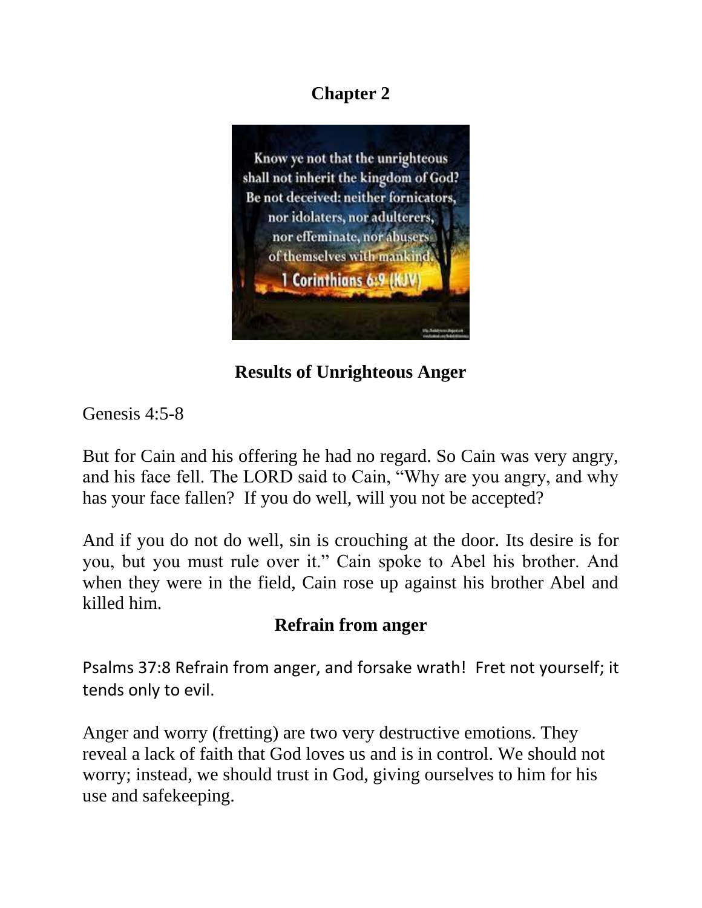# Chapter 2

Know ye not that the unrighteous shall not inherit the kingdom of God? Be not deceived: neither fornicators, nor idolaters, nor adulterers, nor effeminate, nor abusers of themselves with mankind. 1 Corinthians 6:9 (KJV)

## Results of Unrighteous Anger

Genesis 4:5-8

But for Cain and his offering he had no regard. So Cain was very angry, and his face fell. The LORD said to Cain, "Why are you angry, and why has your face fallen? If you do well, will you not be accepted?

And if you do not do well, sin is crouching at the door. Its desire is for you, but you must rule over it." Cain spoke to Abel his brother. And when they were in the field, Cain rose up against his brother Abel and killed him.

## Refrain from anger

Psalms 37:8 Refrain from anger, and forsake wrath! Fret not yourself; it tends only to evil.

Anger and worry (fretting) are two very destructive emotions. They reveal a lack of faith that God loves us and is in control. We should not worry; instead, we should trust in God, giving ourselves to him for his use and safekeeping.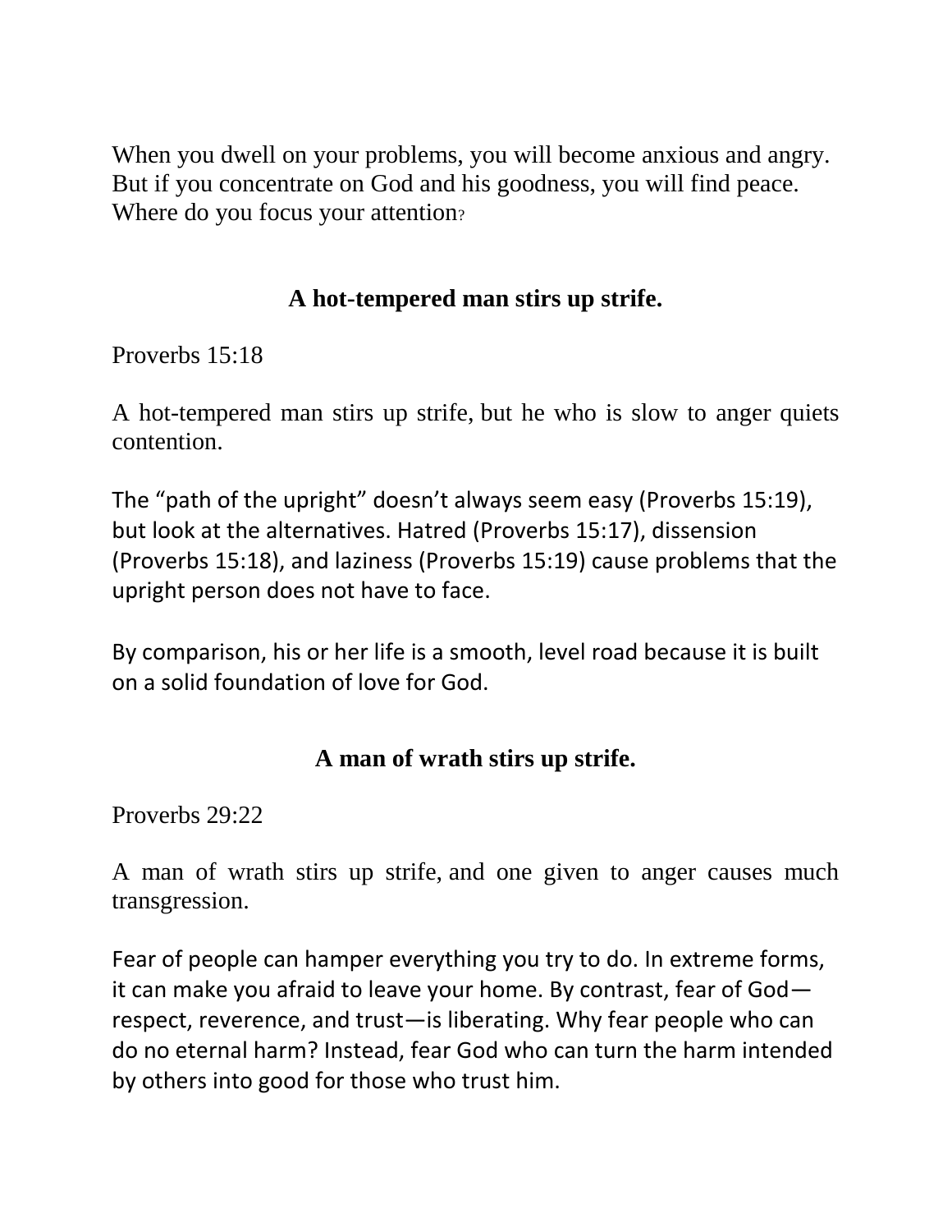When you dwell on your problems, you will become anxious and angry. But if you concentrate on God and his goodness, you will find peace. Where do you focus your attention?

## A hot-tempered man stirs up strife.

Proverbs 15:18

A hot-tempered man stirs up strife, but he who is slow to anger quiets contention.

The "path of the upright" doesn't always seem easy (Proverbs 15:19), but look at the alternatives. Hatred (Proverbs 15:17), dissension (Proverbs 15:18), and laziness (Proverbs 15:19) cause problems that the upright person does not have to face.

By comparison, his or her life is a smooth, level road because it is built on a solid foundation of love for God.

## A man of wrath stirs up strife.

Proverbs 29:22

A man of wrath stirs up strife, and one given to anger causes much transgression.

Fear of people can hamper everything you try to do. In extreme forms, it can make you afraid to leave your home. By contrast, fear of God—respect, reverence, and trust—is liberating. Why fear people who can do no eternal harm? Instead, fear God who can turn the harm intended by others into good for those who trust him.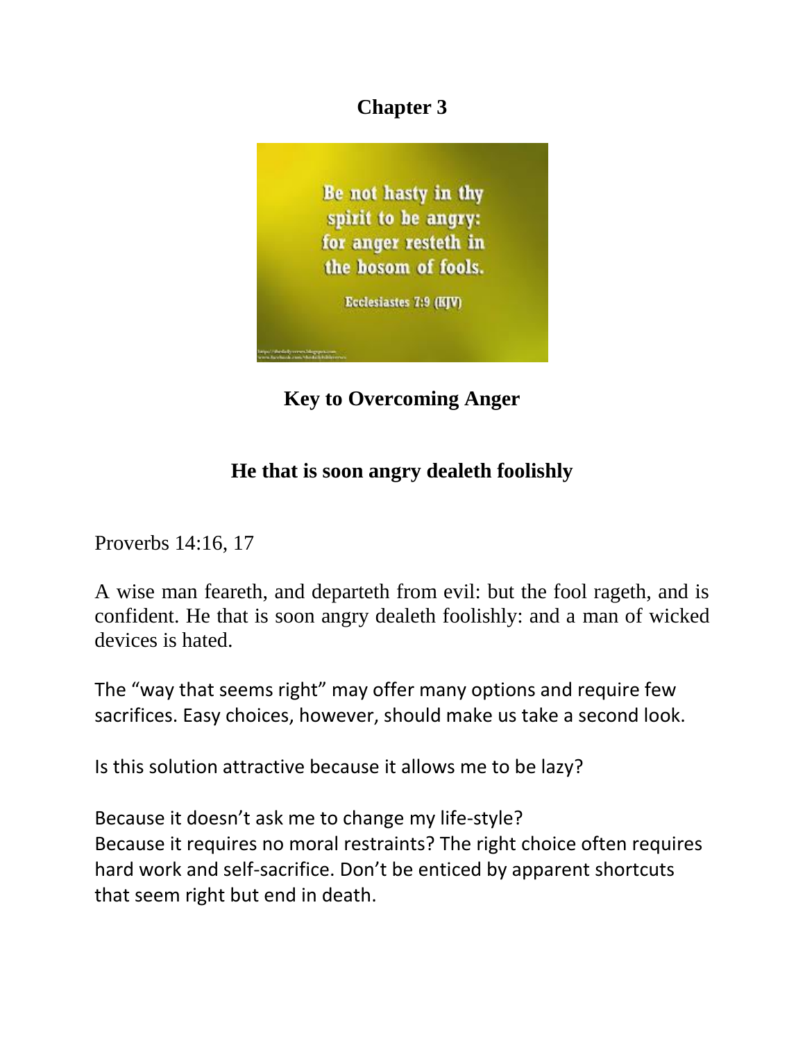# Chapter 3

Be not hasty in thy spirit to be angry: for anger resteth in the bosom of fools.

Ecclesiastes 7:9 (KJV)

## Key to Overcoming Anger

## He that is soon angry dealeth foolishly

Proverbs 14:16, 17

A wise man feareth, and departeth from evil: but the fool rageth, and is confident. He that is soon angry dealeth foolishly: and a man of wicked devices is hated.

The "way that seems right" may offer many options and require few sacrifices. Easy choices, however, should make us take a second look.

Is this solution attractive because it allows me to be lazy?

Because it doesn't ask me to change my life-style?
Because it requires no moral restraints? The right choice often requires hard work and self-sacrifice. Don't be enticed by apparent shortcuts that seem right but end in death.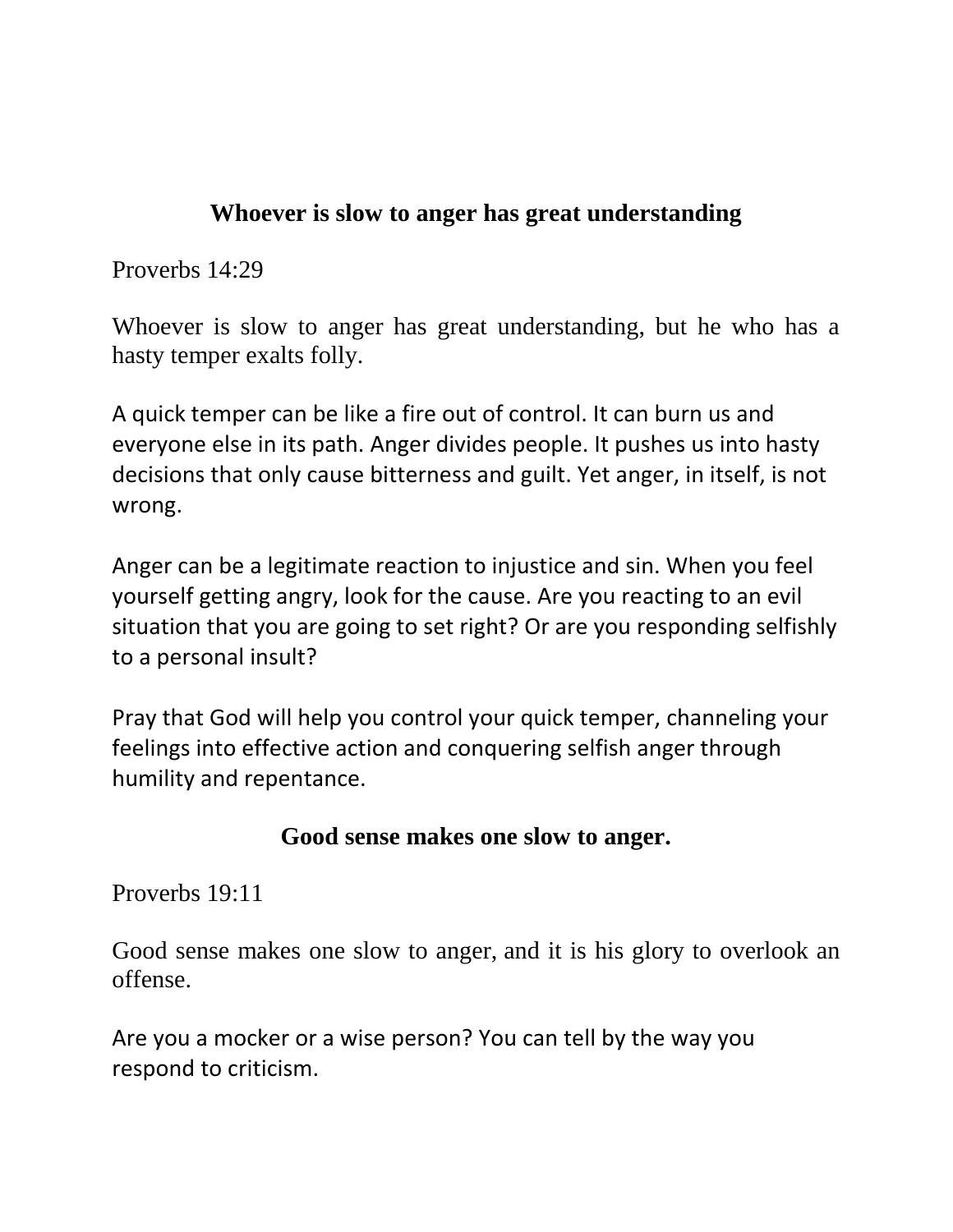## Whoever is slow to anger has great understanding

Proverbs 14:29

Whoever is slow to anger has great understanding, but he who has a hasty temper exalts folly.

A quick temper can be like a fire out of control. It can burn us and everyone else in its path. Anger divides people. It pushes us into hasty decisions that only cause bitterness and guilt. Yet anger, in itself, is not wrong.

Anger can be a legitimate reaction to injustice and sin. When you feel yourself getting angry, look for the cause. Are you reacting to an evil situation that you are going to set right? Or are you responding selfishly to a personal insult?

Pray that God will help you control your quick temper, channeling your feelings into effective action and conquering selfish anger through humility and repentance.

## Good sense makes one slow to anger.

Proverbs 19:11

Good sense makes one slow to anger, and it is his glory to overlook an offense.

Are you a mocker or a wise person? You can tell by the way you respond to criticism.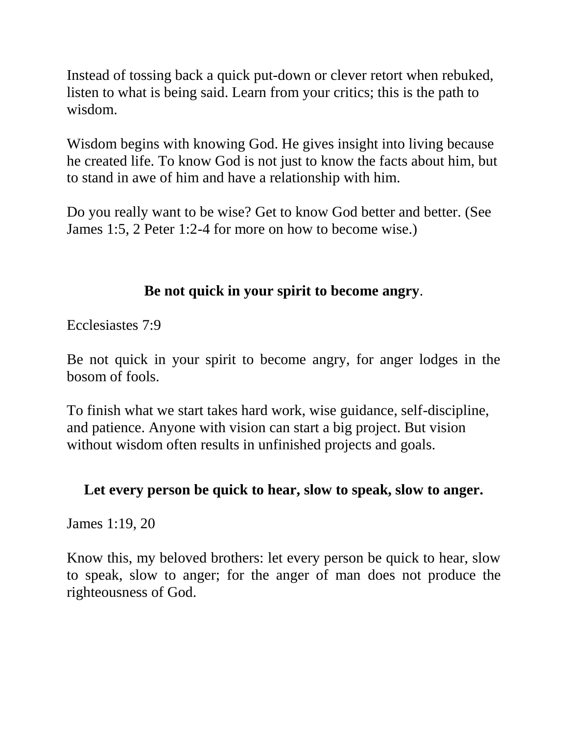Instead of tossing back a quick put-down or clever retort when rebuked, listen to what is being said. Learn from your critics; this is the path to wisdom.

Wisdom begins with knowing God. He gives insight into living because he created life. To know God is not just to know the facts about him, but to stand in awe of him and have a relationship with him.

Do you really want to be wise? Get to know God better and better. (See James 1:5, 2 Peter 1:2-4 for more on how to become wise.)

## Be not quick in your spirit to become angry.

Ecclesiastes 7:9

Be not quick in your spirit to become angry, for anger lodges in the bosom of fools.

To finish what we start takes hard work, wise guidance, self-discipline, and patience. Anyone with vision can start a big project. But vision without wisdom often results in unfinished projects and goals.

## Let every person be quick to hear, slow to speak, slow to anger.

James 1:19, 20

Know this, my beloved brothers: let every person be quick to hear, slow to speak, slow to anger; for the anger of man does not produce the righteousness of God.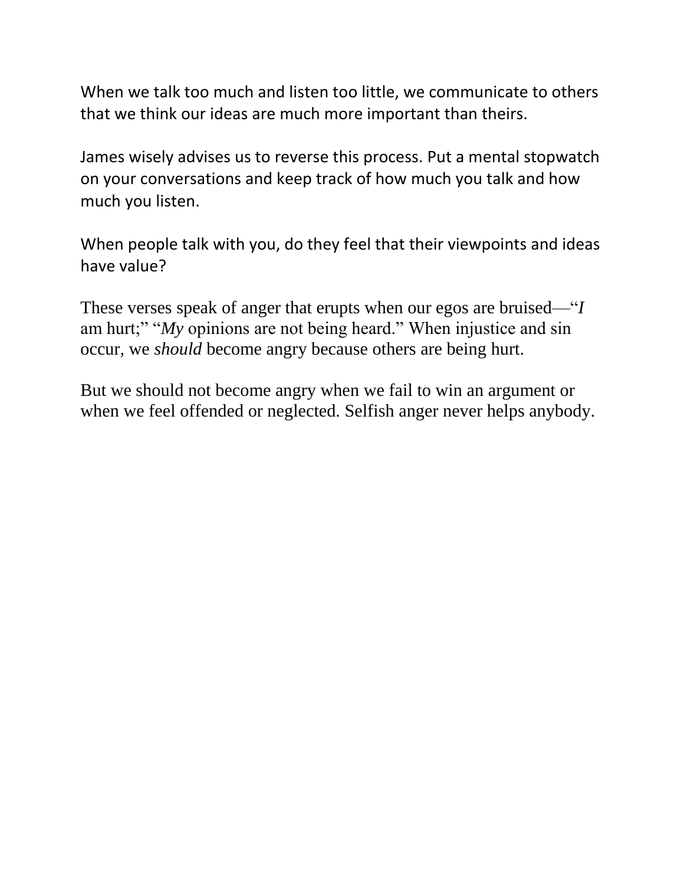When we talk too much and listen too little, we communicate to others that we think our ideas are much more important than theirs.

James wisely advises us to reverse this process. Put a mental stopwatch on your conversations and keep track of how much you talk and how much you listen.

When people talk with you, do they feel that their viewpoints and ideas have value?

These verses speak of anger that erupts when our egos are bruised—"*I* am hurt;" "*My* opinions are not being heard." When injustice and sin occur, we *should* become angry because others are being hurt.

But we should not become angry when we fail to win an argument or when we feel offended or neglected. Selfish anger never helps anybody.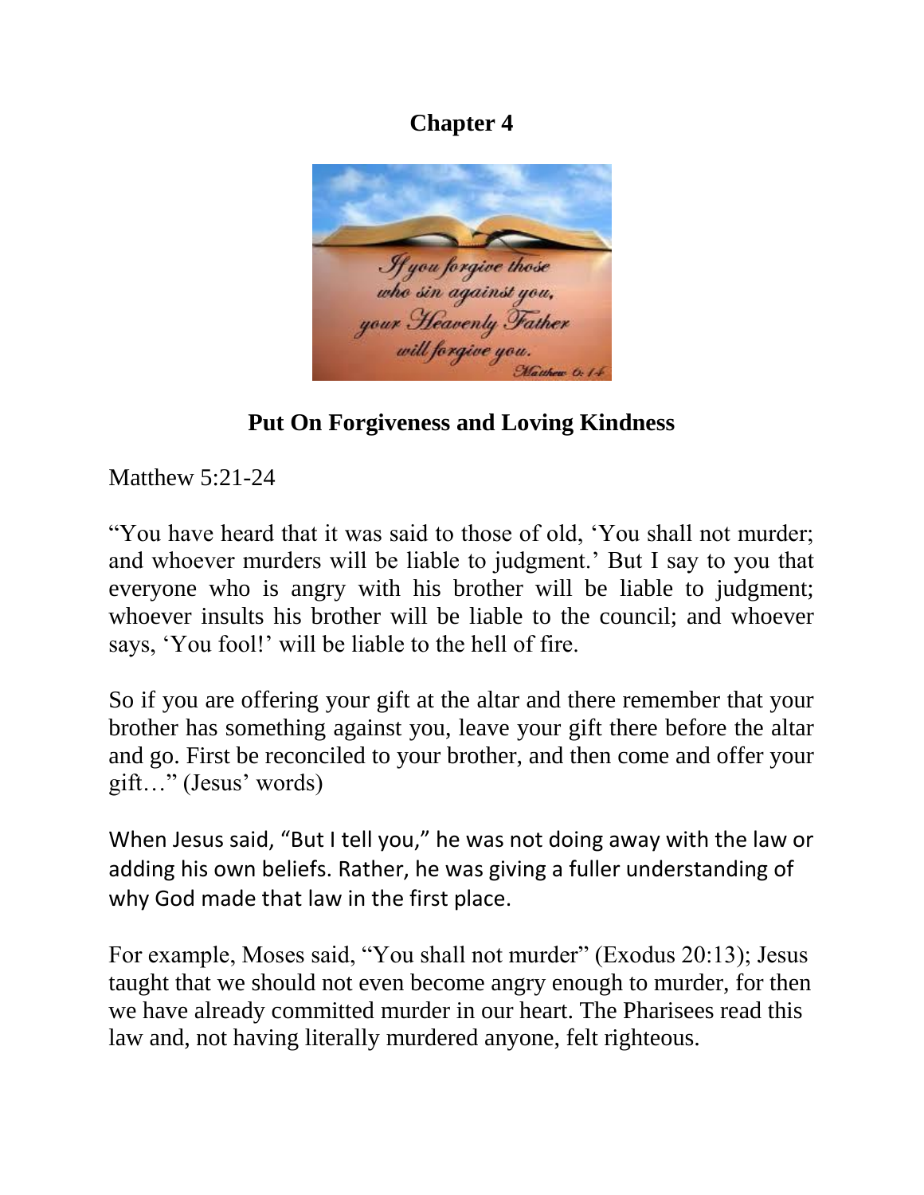# Chapter 4

## Put On Forgiveness and Loving Kindness

Matthew 5:21-24

“You have heard that it was said to those of old, ‘You shall not murder; and whoever murders will be liable to judgment.’ But I say to you that everyone who is angry with his brother will be liable to judgment; whoever insults his brother will be liable to the council; and whoever says, ‘You fool!’ will be liable to the hell of fire.

So if you are offering your gift at the altar and there remember that your brother has something against you, leave your gift there before the altar and go. First be reconciled to your brother, and then come and offer your gift…” (Jesus’ words)

When Jesus said, “But I tell you,” he was not doing away with the law or adding his own beliefs. Rather, he was giving a fuller understanding of why God made that law in the first place.

For example, Moses said, “You shall not murder” (Exodus 20:13); Jesus taught that we should not even become angry enough to murder, for then we have already committed murder in our heart. The Pharisees read this law and, not having literally murdered anyone, felt righteous.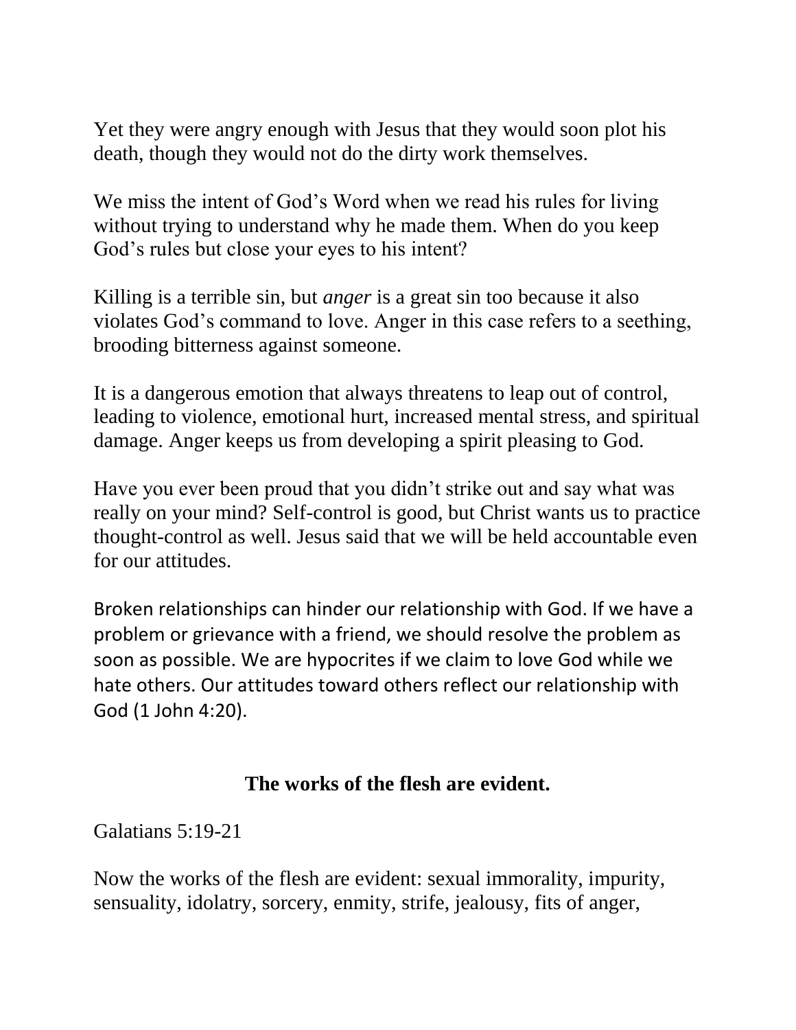Yet they were angry enough with Jesus that they would soon plot his death, though they would not do the dirty work themselves.

We miss the intent of God's Word when we read his rules for living without trying to understand why he made them. When do you keep God's rules but close your eyes to his intent?

Killing is a terrible sin, but *anger* is a great sin too because it also violates God's command to love. Anger in this case refers to a seething, brooding bitterness against someone.

It is a dangerous emotion that always threatens to leap out of control, leading to violence, emotional hurt, increased mental stress, and spiritual damage. Anger keeps us from developing a spirit pleasing to God.

Have you ever been proud that you didn't strike out and say what was really on your mind? Self-control is good, but Christ wants us to practice thought-control as well. Jesus said that we will be held accountable even for our attitudes.

Broken relationships can hinder our relationship with God. If we have a problem or grievance with a friend, we should resolve the problem as soon as possible. We are hypocrites if we claim to love God while we hate others. Our attitudes toward others reflect our relationship with God (1 John 4:20).

## The works of the flesh are evident.

Galatians 5:19-21

Now the works of the flesh are evident: sexual immorality, impurity, sensuality, idolatry, sorcery, enmity, strife, jealousy, fits of anger,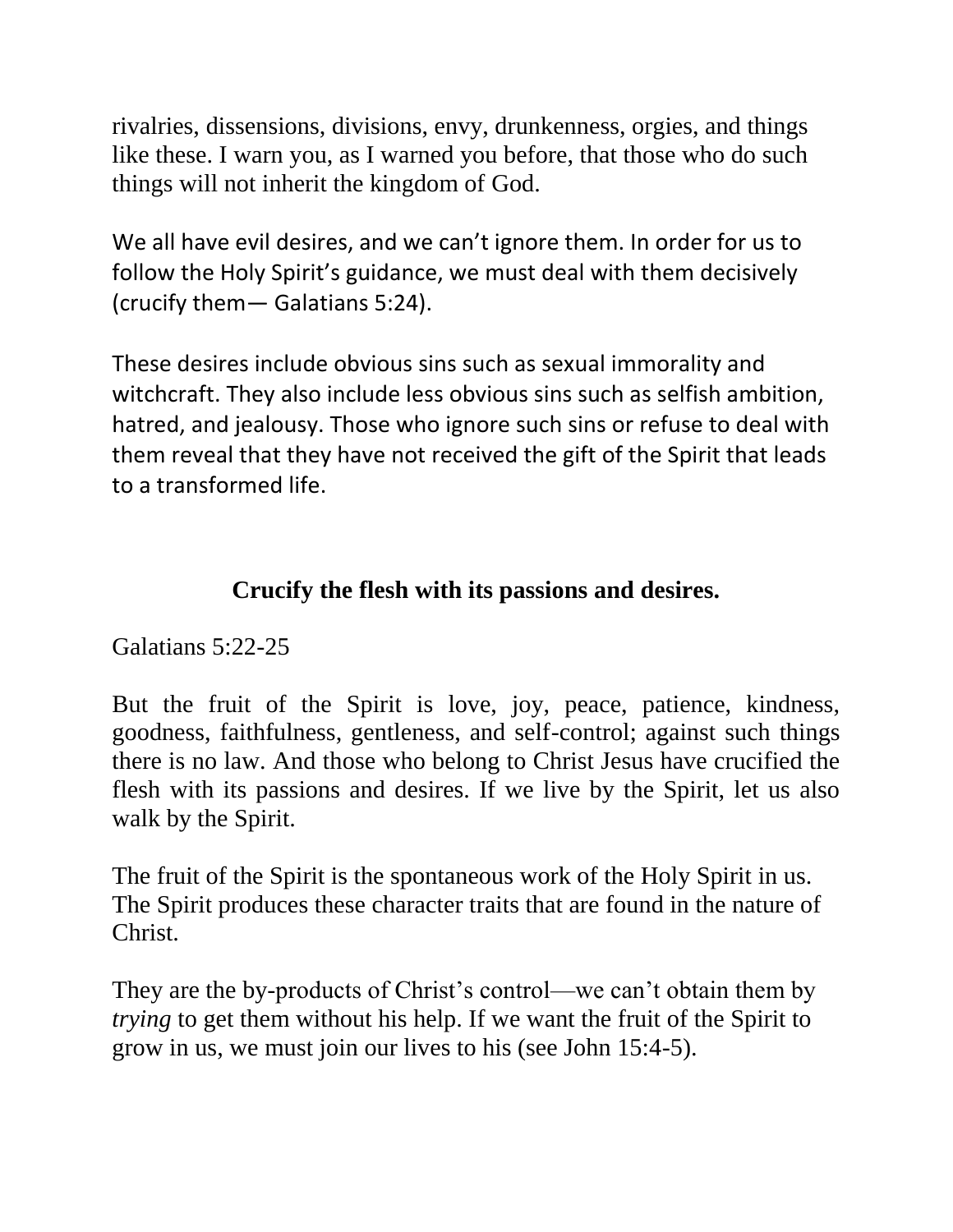rivalries, dissensions, divisions, envy, drunkenness, orgies, and things like these. I warn you, as I warned you before, that those who do such things will not inherit the kingdom of God.

We all have evil desires, and we can't ignore them. In order for us to follow the Holy Spirit's guidance, we must deal with them decisively (crucify them— Galatians 5:24).

These desires include obvious sins such as sexual immorality and witchcraft. They also include less obvious sins such as selfish ambition, hatred, and jealousy. Those who ignore such sins or refuse to deal with them reveal that they have not received the gift of the Spirit that leads to a transformed life.

## Crucify the flesh with its passions and desires.

Galatians 5:22-25

But the fruit of the Spirit is love, joy, peace, patience, kindness, goodness, faithfulness, gentleness, and self-control; against such things there is no law. And those who belong to Christ Jesus have crucified the flesh with its passions and desires. If we live by the Spirit, let us also walk by the Spirit.

The fruit of the Spirit is the spontaneous work of the Holy Spirit in us. The Spirit produces these character traits that are found in the nature of Christ.

They are the by-products of Christ's control—we can't obtain them by *trying* to get them without his help. If we want the fruit of the Spirit to grow in us, we must join our lives to his (see John 15:4-5).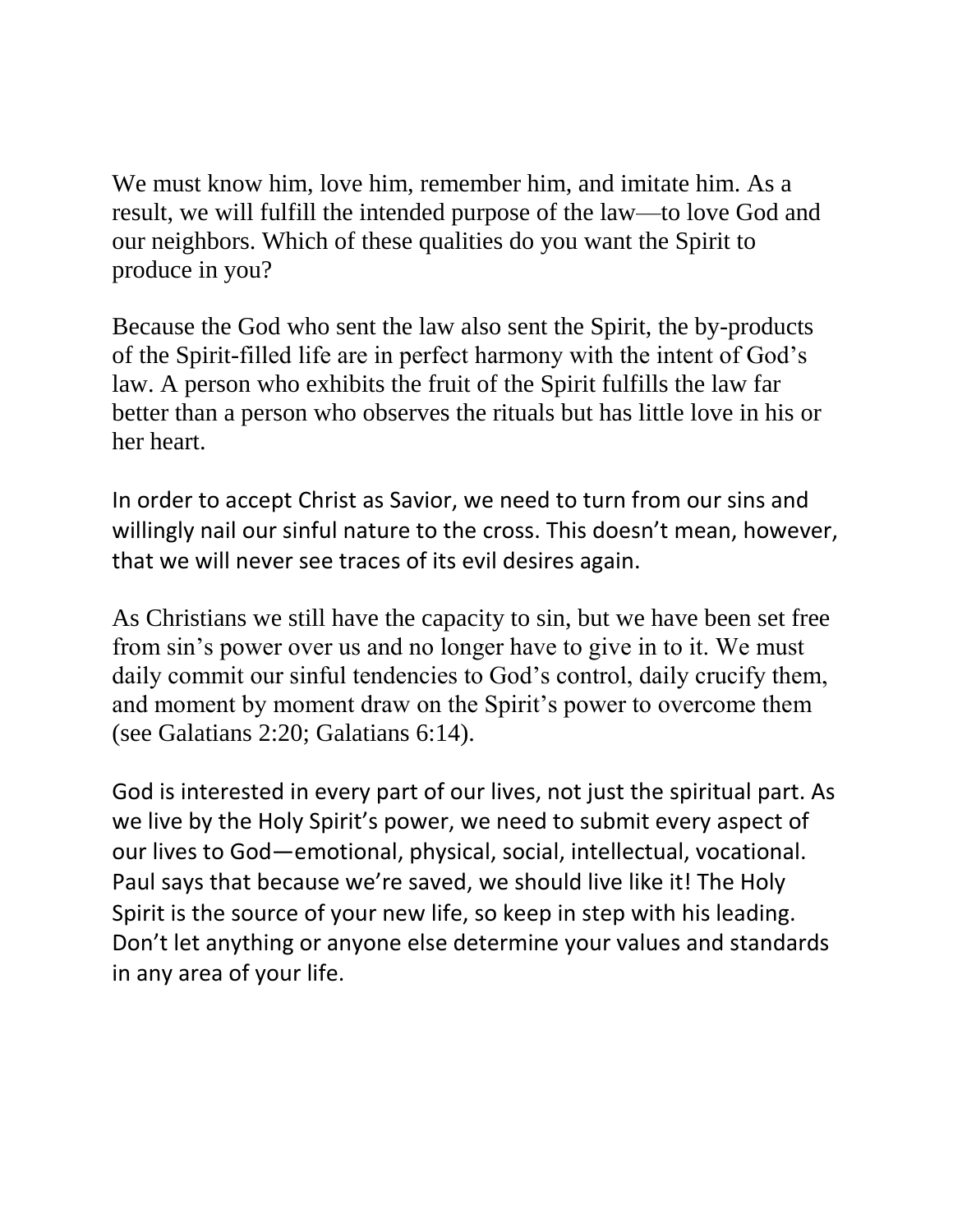We must know him, love him, remember him, and imitate him. As a result, we will fulfill the intended purpose of the law—to love God and our neighbors. Which of these qualities do you want the Spirit to produce in you?

Because the God who sent the law also sent the Spirit, the by-products of the Spirit-filled life are in perfect harmony with the intent of God's law. A person who exhibits the fruit of the Spirit fulfills the law far better than a person who observes the rituals but has little love in his or her heart.

In order to accept Christ as Savior, we need to turn from our sins and willingly nail our sinful nature to the cross. This doesn't mean, however, that we will never see traces of its evil desires again.

As Christians we still have the capacity to sin, but we have been set free from sin's power over us and no longer have to give in to it. We must daily commit our sinful tendencies to God's control, daily crucify them, and moment by moment draw on the Spirit's power to overcome them (see Galatians 2:20; Galatians 6:14).

God is interested in every part of our lives, not just the spiritual part. As we live by the Holy Spirit's power, we need to submit every aspect of our lives to God—emotional, physical, social, intellectual, vocational. Paul says that because we're saved, we should live like it! The Holy Spirit is the source of your new life, so keep in step with his leading. Don't let anything or anyone else determine your values and standards in any area of your life.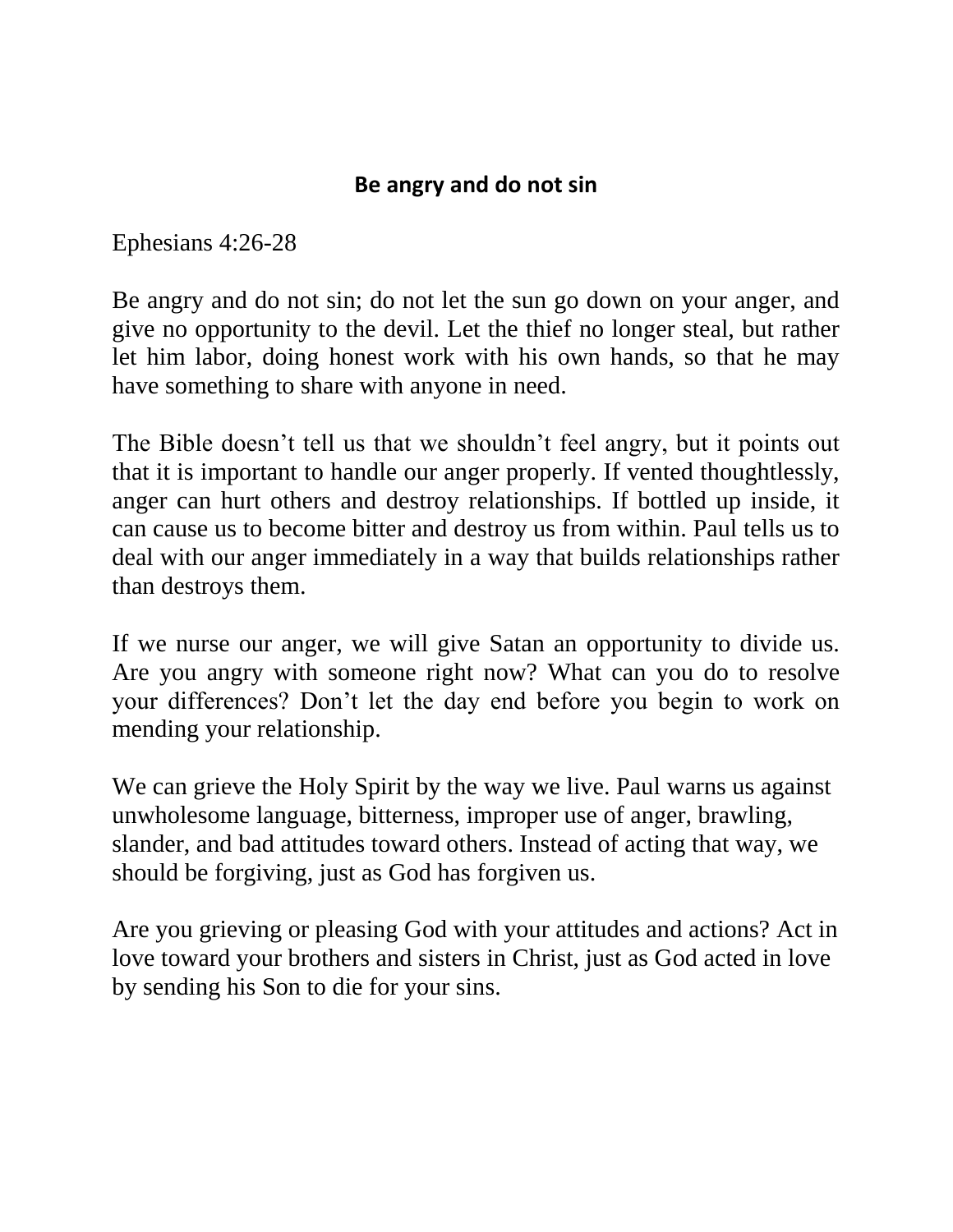## Be angry and do not sin

Ephesians 4:26-28

Be angry and do not sin; do not let the sun go down on your anger, and give no opportunity to the devil. Let the thief no longer steal, but rather let him labor, doing honest work with his own hands, so that he may have something to share with anyone in need.

The Bible doesn't tell us that we shouldn't feel angry, but it points out that it is important to handle our anger properly. If vented thoughtlessly, anger can hurt others and destroy relationships. If bottled up inside, it can cause us to become bitter and destroy us from within. Paul tells us to deal with our anger immediately in a way that builds relationships rather than destroys them.

If we nurse our anger, we will give Satan an opportunity to divide us. Are you angry with someone right now? What can you do to resolve your differences? Don't let the day end before you begin to work on mending your relationship.

We can grieve the Holy Spirit by the way we live. Paul warns us against unwholesome language, bitterness, improper use of anger, brawling, slander, and bad attitudes toward others. Instead of acting that way, we should be forgiving, just as God has forgiven us.

Are you grieving or pleasing God with your attitudes and actions? Act in love toward your brothers and sisters in Christ, just as God acted in love by sending his Son to die for your sins.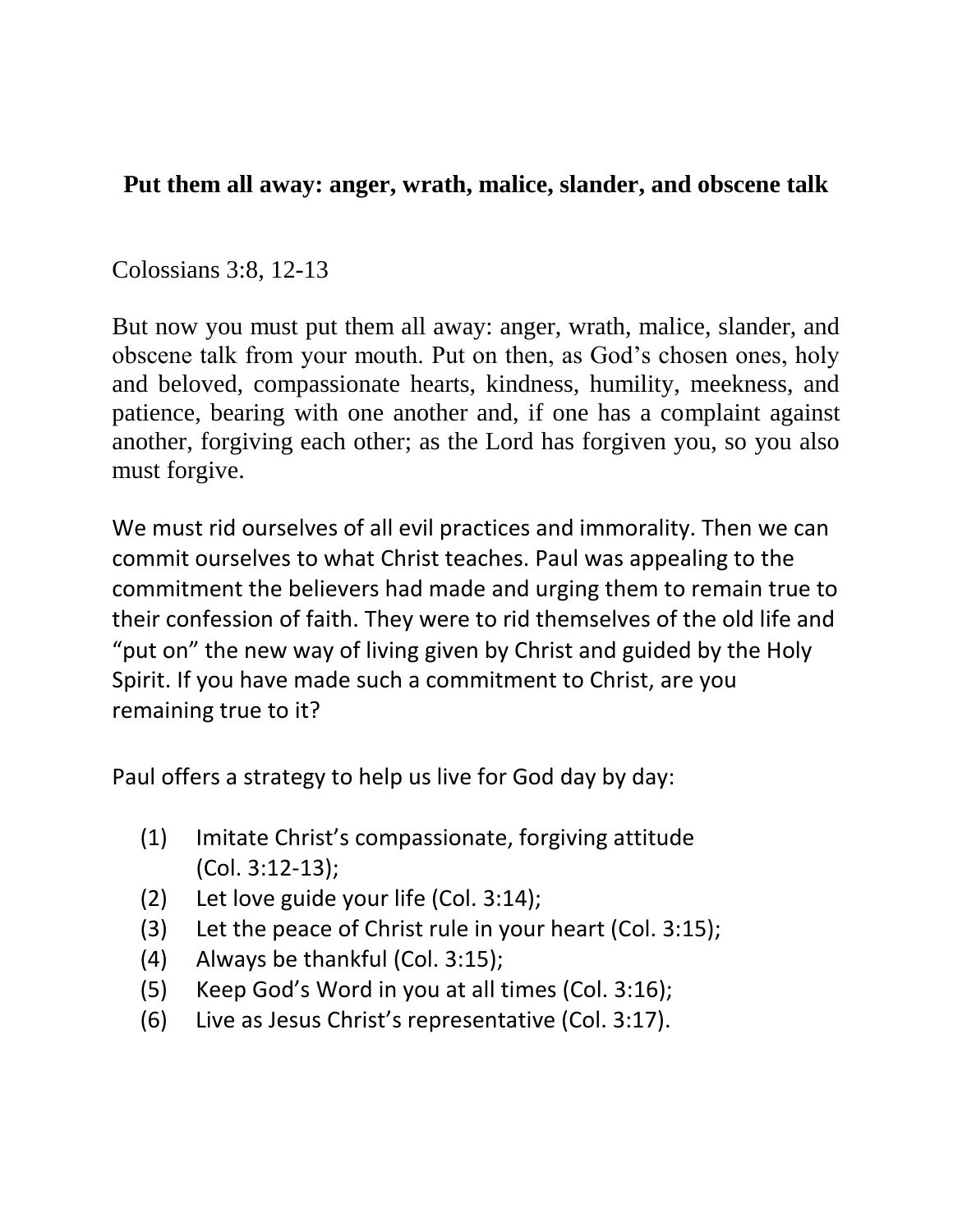**Put them all away: anger, wrath, malice, slander, and obscene talk**

Colossians 3:8, 12-13

But now you must put them all away: anger, wrath, malice, slander, and obscene talk from your mouth. Put on then, as God's chosen ones, holy and beloved, compassionate hearts, kindness, humility, meekness, and patience, bearing with one another and, if one has a complaint against another, forgiving each other; as the Lord has forgiven you, so you also must forgive.

We must rid ourselves of all evil practices and immorality. Then we can commit ourselves to what Christ teaches. Paul was appealing to the commitment the believers had made and urging them to remain true to their confession of faith. They were to rid themselves of the old life and "put on" the new way of living given by Christ and guided by the Holy Spirit. If you have made such a commitment to Christ, are you remaining true to it?

Paul offers a strategy to help us live for God day by day:

(1) Imitate Christ's compassionate, forgiving attitude (Col. 3:12-13);
(2) Let love guide your life (Col. 3:14);
(3) Let the peace of Christ rule in your heart (Col. 3:15);
(4) Always be thankful (Col. 3:15);
(5) Keep God's Word in you at all times (Col. 3:16);
(6) Live as Jesus Christ's representative (Col. 3:17).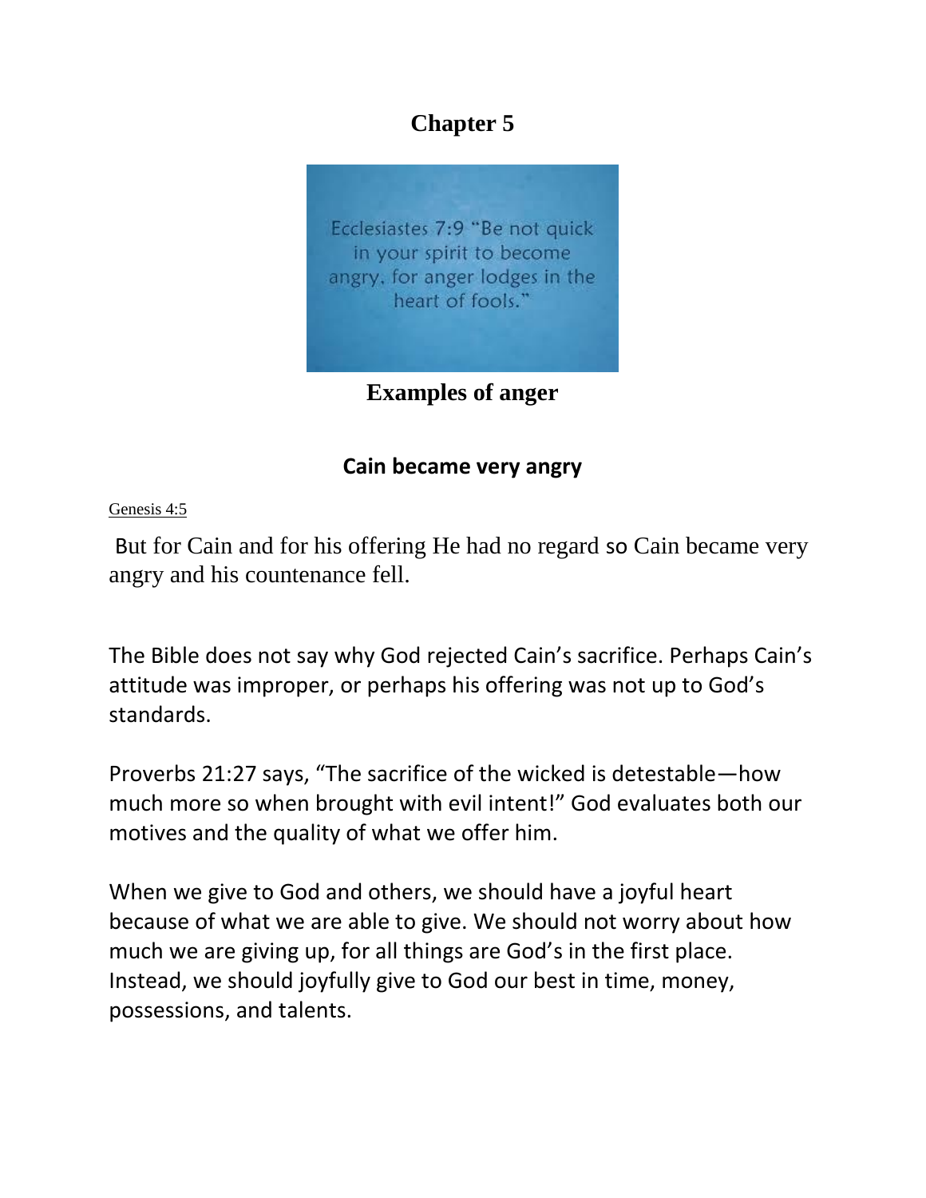# Chapter 5

Ecclesiastes 7:9 "Be not quick in your spirit to become angry, for anger lodges in the heart of fools."

## Examples of anger

### Cain became very angry

Genesis 4:5

But for Cain and for his offering He had no regard so Cain became very angry and his countenance fell.

The Bible does not say why God rejected Cain's sacrifice. Perhaps Cain's attitude was improper, or perhaps his offering was not up to God's standards.

Proverbs 21:27 says, "The sacrifice of the wicked is detestable—how much more so when brought with evil intent!" God evaluates both our motives and the quality of what we offer him.

When we give to God and others, we should have a joyful heart because of what we are able to give. We should not worry about how much we are giving up, for all things are God's in the first place. Instead, we should joyfully give to God our best in time, money, possessions, and talents.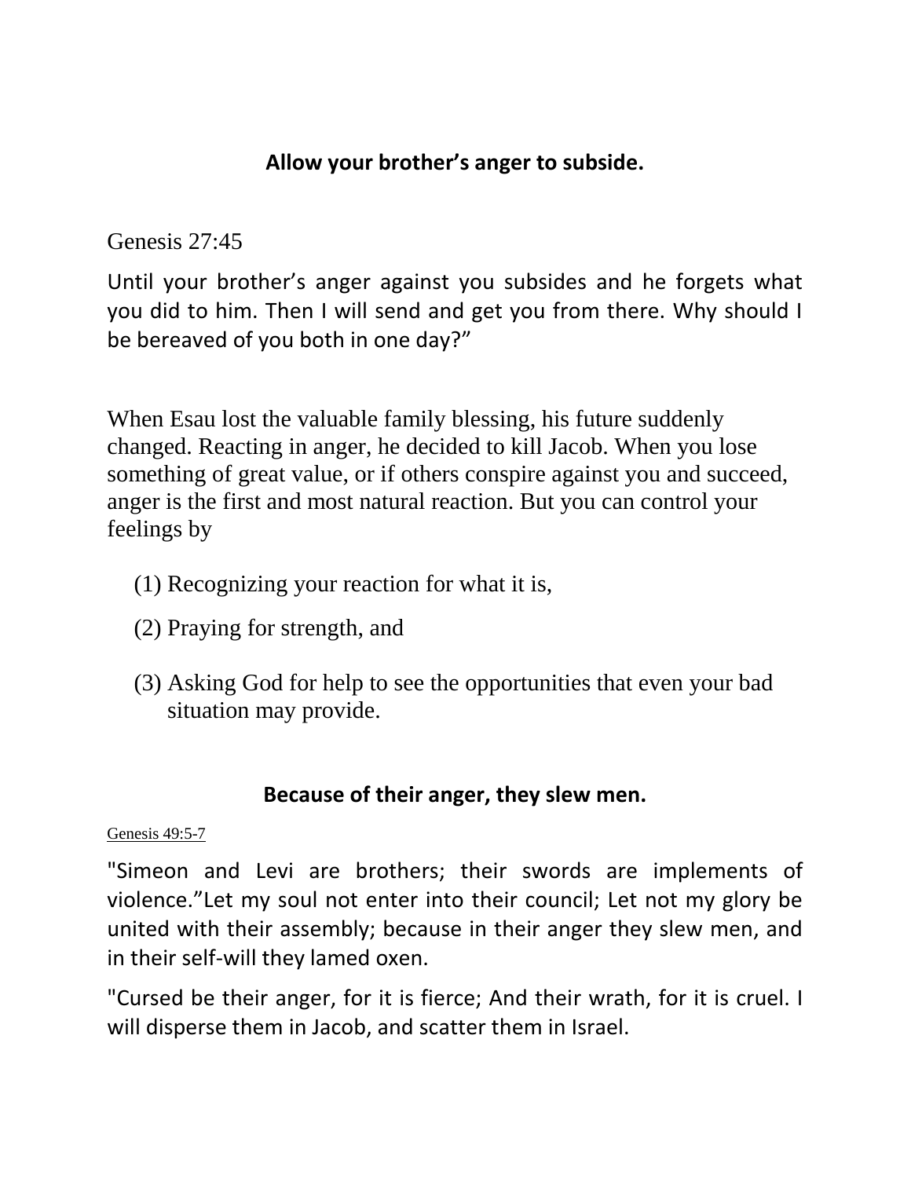**Allow your brother's anger to subside.**

Genesis 27:45

Until your brother's anger against you subsides and he forgets what you did to him. Then I will send and get you from there. Why should I be bereaved of you both in one day?"

When Esau lost the valuable family blessing, his future suddenly changed. Reacting in anger, he decided to kill Jacob. When you lose something of great value, or if others conspire against you and succeed, anger is the first and most natural reaction. But you can control your feelings by

(1) Recognizing your reaction for what it is,

(2) Praying for strength, and

(3) Asking God for help to see the opportunities that even your bad situation may provide.

**Because of their anger, they slew men.**

Genesis 49:5-7

"Simeon and Levi are brothers; their swords are implements of violence."Let my soul not enter into their council; Let not my glory be united with their assembly; because in their anger they slew men, and in their self-will they lamed oxen.

"Cursed be their anger, for it is fierce; And their wrath, for it is cruel. I will disperse them in Jacob, and scatter them in Israel.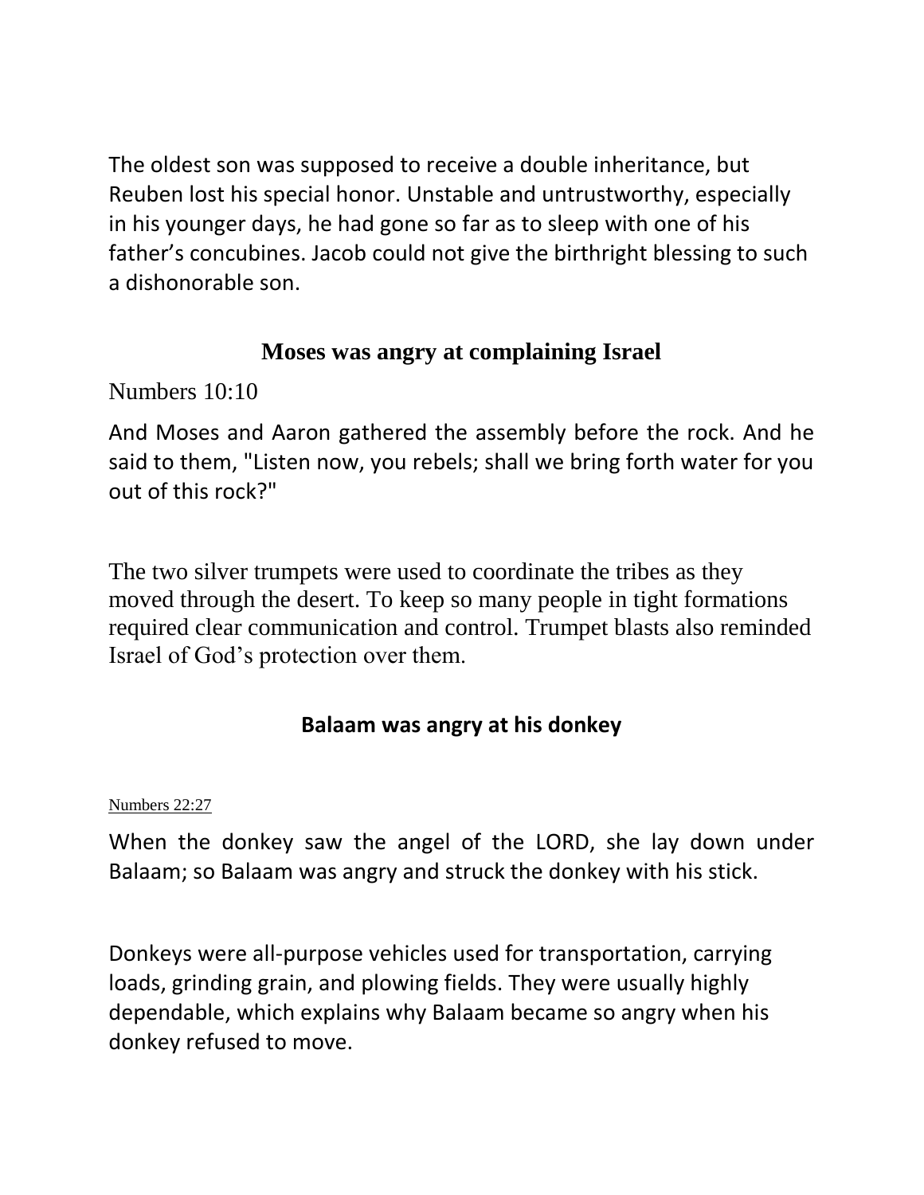The oldest son was supposed to receive a double inheritance, but Reuben lost his special honor. Unstable and untrustworthy, especially in his younger days, he had gone so far as to sleep with one of his father's concubines. Jacob could not give the birthright blessing to such a dishonorable son.

## Moses was angry at complaining Israel

Numbers 10:10

And Moses and Aaron gathered the assembly before the rock. And he said to them, "Listen now, you rebels; shall we bring forth water for you out of this rock?"

The two silver trumpets were used to coordinate the tribes as they moved through the desert. To keep so many people in tight formations required clear communication and control. Trumpet blasts also reminded Israel of God's protection over them.

## Balaam was angry at his donkey

Numbers 22:27

When the donkey saw the angel of the LORD, she lay down under Balaam; so Balaam was angry and struck the donkey with his stick.

Donkeys were all-purpose vehicles used for transportation, carrying loads, grinding grain, and plowing fields. They were usually highly dependable, which explains why Balaam became so angry when his donkey refused to move.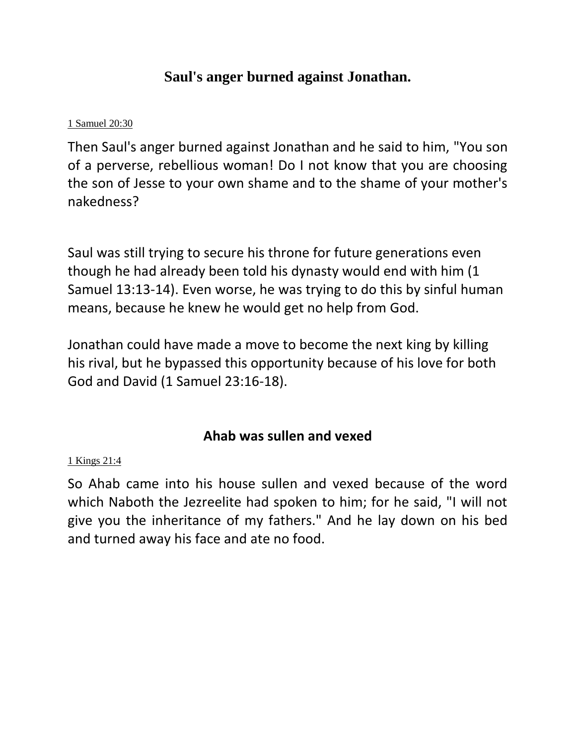## Saul's anger burned against Jonathan.

1 Samuel 20:30

Then Saul's anger burned against Jonathan and he said to him, "You son of a perverse, rebellious woman! Do I not know that you are choosing the son of Jesse to your own shame and to the shame of your mother's nakedness?

Saul was still trying to secure his throne for future generations even though he had already been told his dynasty would end with him (1 Samuel 13:13-14). Even worse, he was trying to do this by sinful human means, because he knew he would get no help from God.

Jonathan could have made a move to become the next king by killing his rival, but he bypassed this opportunity because of his love for both God and David (1 Samuel 23:16-18).

## Ahab was sullen and vexed

1 Kings 21:4

So Ahab came into his house sullen and vexed because of the word which Naboth the Jezreelite had spoken to him; for he said, "I will not give you the inheritance of my fathers." And he lay down on his bed and turned away his face and ate no food.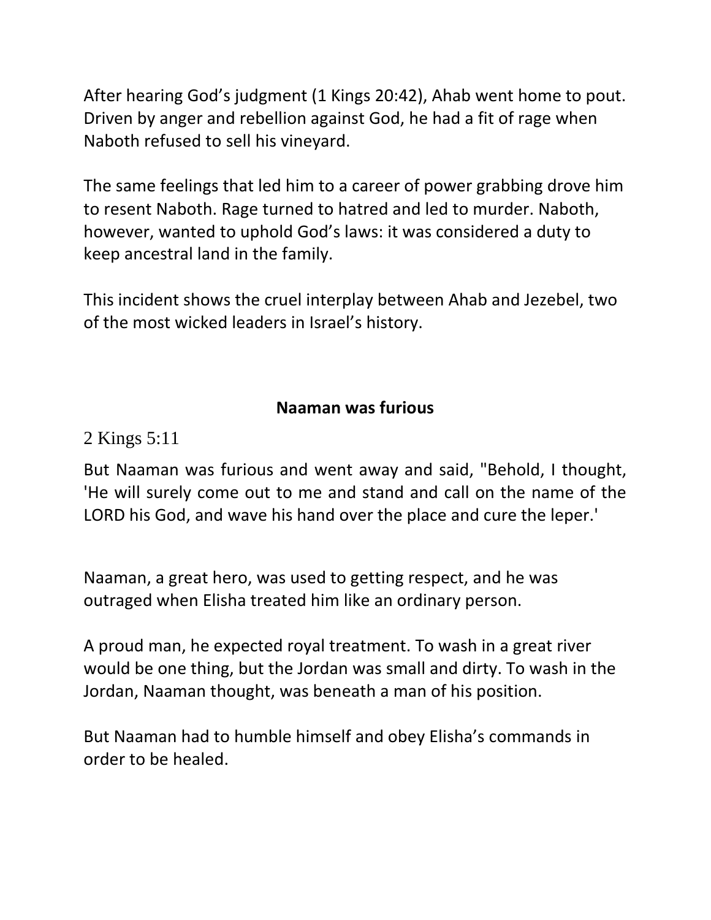After hearing God’s judgment (1 Kings 20:42), Ahab went home to pout. Driven by anger and rebellion against God, he had a fit of rage when Naboth refused to sell his vineyard.

The same feelings that led him to a career of power grabbing drove him to resent Naboth. Rage turned to hatred and led to murder. Naboth, however, wanted to uphold God’s laws: it was considered a duty to keep ancestral land in the family.

This incident shows the cruel interplay between Ahab and Jezebel, two of the most wicked leaders in Israel’s history.

## Naaman was furious

2 Kings 5:11

But Naaman was furious and went away and said, "Behold, I thought, 'He will surely come out to me and stand and call on the name of the LORD his God, and wave his hand over the place and cure the leper.'

Naaman, a great hero, was used to getting respect, and he was outraged when Elisha treated him like an ordinary person.

A proud man, he expected royal treatment. To wash in a great river would be one thing, but the Jordan was small and dirty. To wash in the Jordan, Naaman thought, was beneath a man of his position.

But Naaman had to humble himself and obey Elisha’s commands in order to be healed.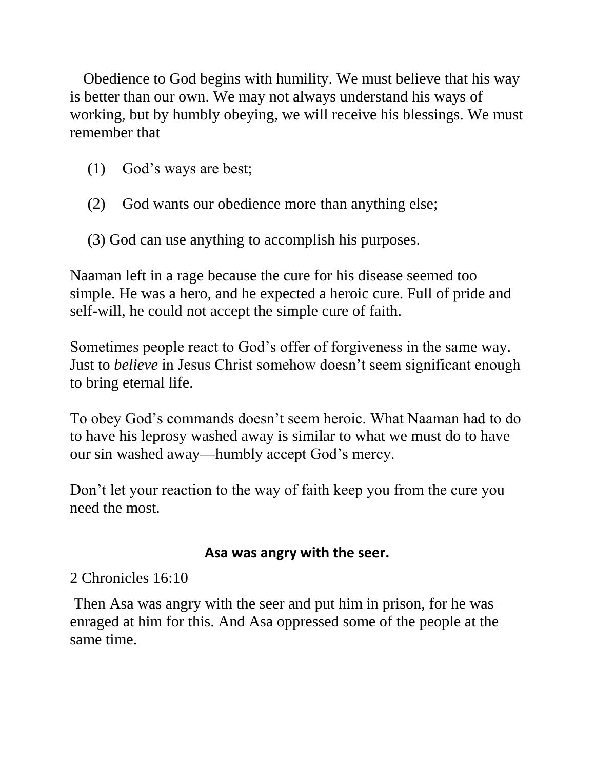Obedience to God begins with humility. We must believe that his way is better than our own. We may not always understand his ways of working, but by humbly obeying, we will receive his blessings. We must remember that

(1) God's ways are best;

(2) God wants our obedience more than anything else;

(3) God can use anything to accomplish his purposes.

Naaman left in a rage because the cure for his disease seemed too simple. He was a hero, and he expected a heroic cure. Full of pride and self-will, he could not accept the simple cure of faith.

Sometimes people react to God's offer of forgiveness in the same way. Just to *believe* in Jesus Christ somehow doesn't seem significant enough to bring eternal life.

To obey God's commands doesn't seem heroic. What Naaman had to do to have his leprosy washed away is similar to what we must do to have our sin washed away—humbly accept God's mercy.

Don't let your reaction to the way of faith keep you from the cure you need the most.

### Asa was angry with the seer.

2 Chronicles 16:10

Then Asa was angry with the seer and put him in prison, for he was enraged at him for this. And Asa oppressed some of the people at the same time.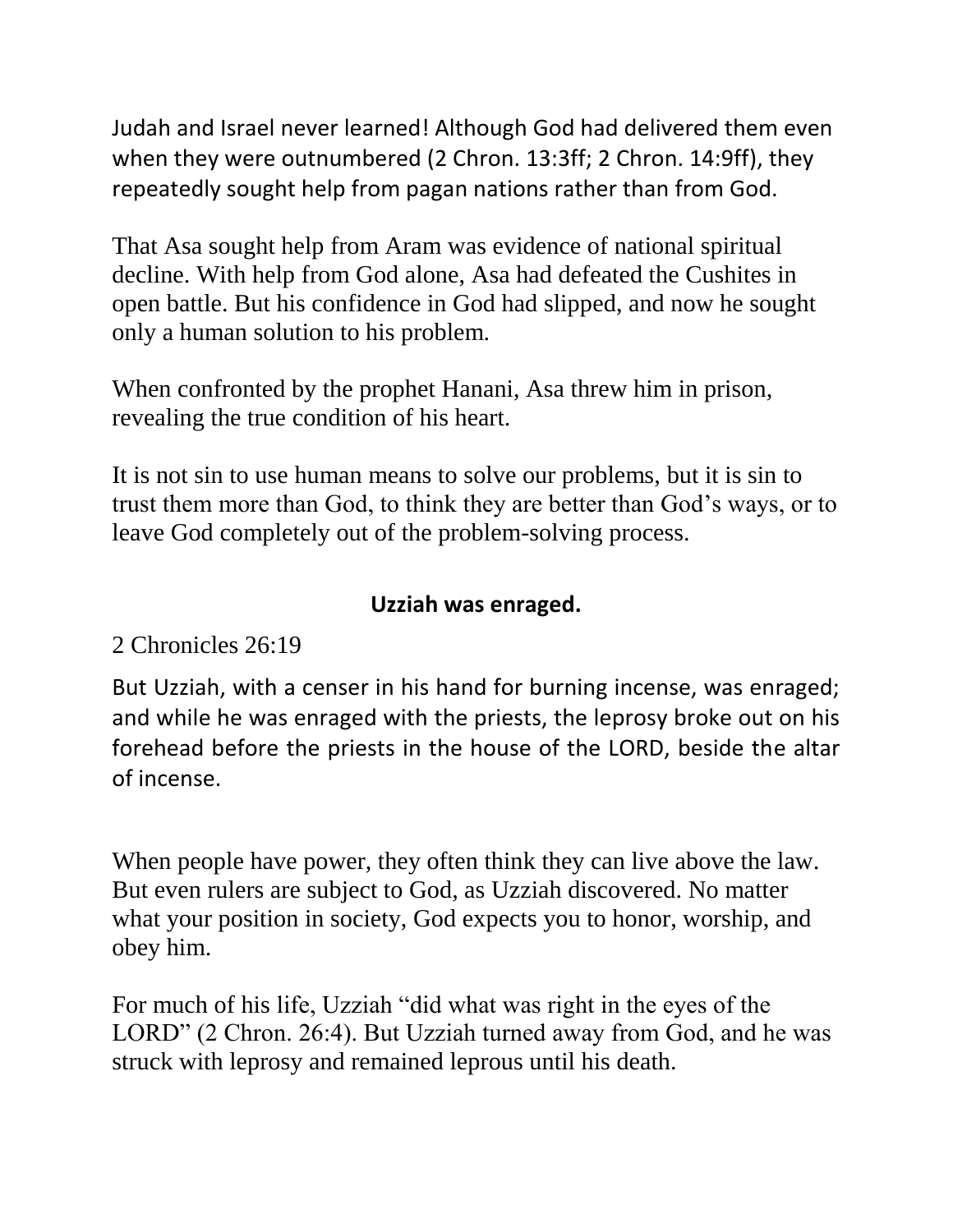Judah and Israel never learned! Although God had delivered them even when they were outnumbered (2 Chron. 13:3ff; 2 Chron. 14:9ff), they repeatedly sought help from pagan nations rather than from God.

That Asa sought help from Aram was evidence of national spiritual decline. With help from God alone, Asa had defeated the Cushites in open battle. But his confidence in God had slipped, and now he sought only a human solution to his problem.

When confronted by the prophet Hanani, Asa threw him in prison, revealing the true condition of his heart.

It is not sin to use human means to solve our problems, but it is sin to trust them more than God, to think they are better than God's ways, or to leave God completely out of the problem-solving process.

## Uzziah was enraged.

2 Chronicles 26:19

But Uzziah, with a censer in his hand for burning incense, was enraged; and while he was enraged with the priests, the leprosy broke out on his forehead before the priests in the house of the LORD, beside the altar of incense.

When people have power, they often think they can live above the law. But even rulers are subject to God, as Uzziah discovered. No matter what your position in society, God expects you to honor, worship, and obey him.

For much of his life, Uzziah "did what was right in the eyes of the LORD" (2 Chron. 26:4). But Uzziah turned away from God, and he was struck with leprosy and remained leprous until his death.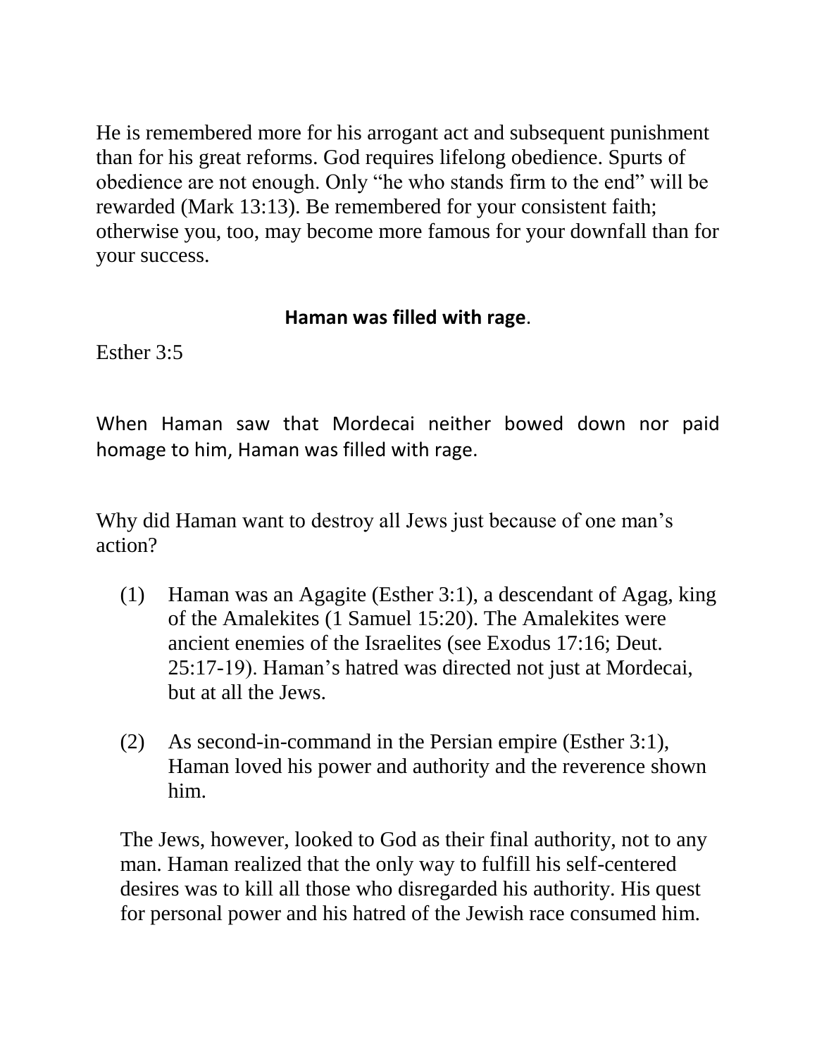He is remembered more for his arrogant act and subsequent punishment than for his great reforms. God requires lifelong obedience. Spurts of obedience are not enough. Only “he who stands firm to the end” will be rewarded (Mark 13:13). Be remembered for your consistent faith; otherwise you, too, may become more famous for your downfall than for your success.

## **Haman was filled with rage**.

Esther 3:5

When Haman saw that Mordecai neither bowed down nor paid homage to him, Haman was filled with rage.

Why did Haman want to destroy all Jews just because of one man’s action?

(1) Haman was an Agagite (Esther 3:1), a descendant of Agag, king of the Amalekites (1 Samuel 15:20). The Amalekites were ancient enemies of the Israelites (see Exodus 17:16; Deut. 25:17-19). Haman’s hatred was directed not just at Mordecai, but at all the Jews.

(2) As second-in-command in the Persian empire (Esther 3:1), Haman loved his power and authority and the reverence shown him.

The Jews, however, looked to God as their final authority, not to any man. Haman realized that the only way to fulfill his self-centered desires was to kill all those who disregarded his authority. His quest for personal power and his hatred of the Jewish race consumed him.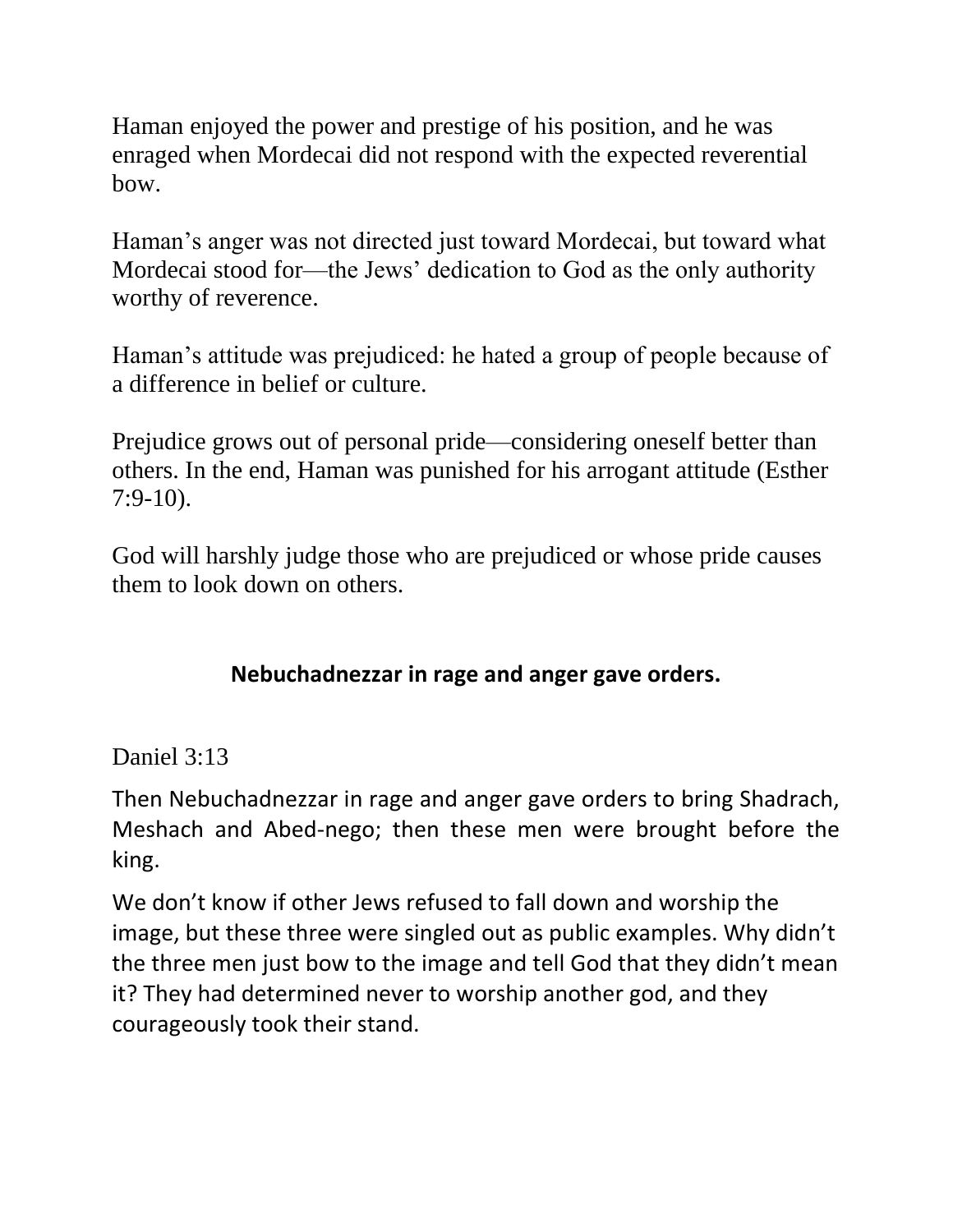Haman enjoyed the power and prestige of his position, and he was enraged when Mordecai did not respond with the expected reverential bow.

Haman's anger was not directed just toward Mordecai, but toward what Mordecai stood for—the Jews' dedication to God as the only authority worthy of reverence.

Haman's attitude was prejudiced: he hated a group of people because of a difference in belief or culture.

Prejudice grows out of personal pride—considering oneself better than others. In the end, Haman was punished for his arrogant attitude (Esther 7:9-10).

God will harshly judge those who are prejudiced or whose pride causes them to look down on others.

## Nebuchadnezzar in rage and anger gave orders.

Daniel 3:13

Then Nebuchadnezzar in rage and anger gave orders to bring Shadrach, Meshach and Abed-nego; then these men were brought before the king.

We don't know if other Jews refused to fall down and worship the image, but these three were singled out as public examples. Why didn't the three men just bow to the image and tell God that they didn't mean it? They had determined never to worship another god, and they courageously took their stand.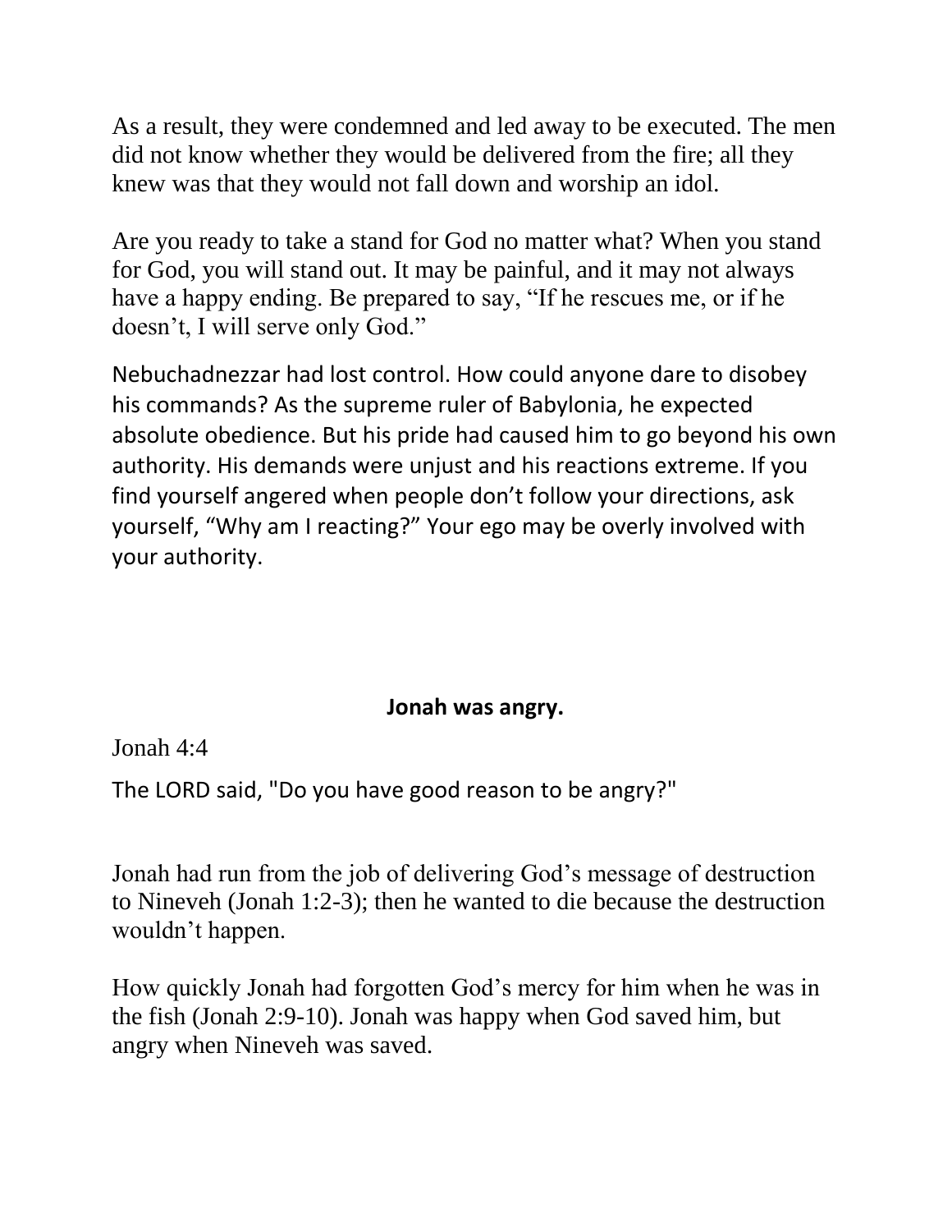As a result, they were condemned and led away to be executed. The men did not know whether they would be delivered from the fire; all they knew was that they would not fall down and worship an idol.

Are you ready to take a stand for God no matter what? When you stand for God, you will stand out. It may be painful, and it may not always have a happy ending. Be prepared to say, “If he rescues me, or if he doesn’t, I will serve only God.”

Nebuchadnezzar had lost control. How could anyone dare to disobey his commands? As the supreme ruler of Babylonia, he expected absolute obedience. But his pride had caused him to go beyond his own authority. His demands were unjust and his reactions extreme. If you find yourself angered when people don’t follow your directions, ask yourself, “Why am I reacting?” Your ego may be overly involved with your authority.

## Jonah was angry.

Jonah 4:4

The LORD said, "Do you have good reason to be angry?"

Jonah had run from the job of delivering God’s message of destruction to Nineveh (Jonah 1:2-3); then he wanted to die because the destruction wouldn’t happen.

How quickly Jonah had forgotten God’s mercy for him when he was in the fish (Jonah 2:9-10). Jonah was happy when God saved him, but angry when Nineveh was saved.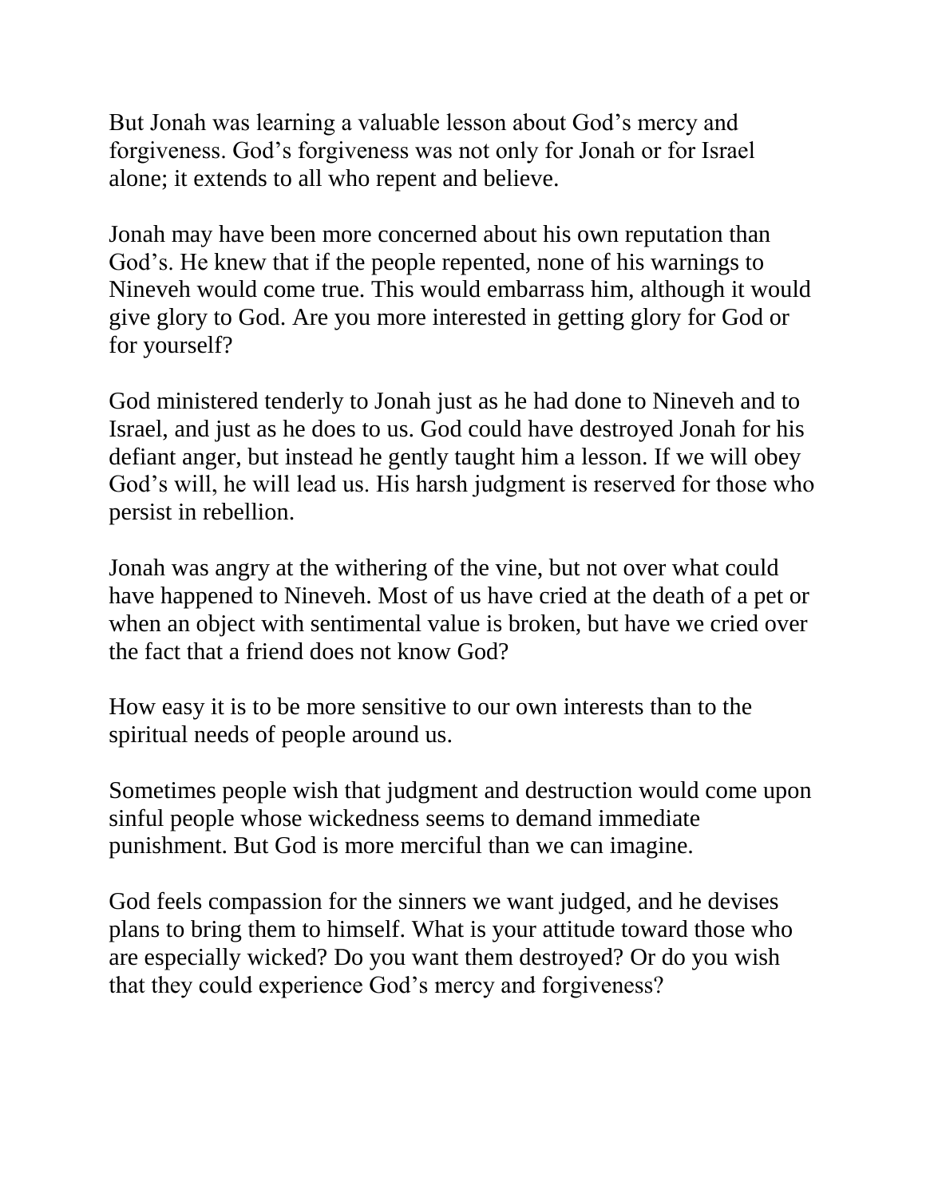But Jonah was learning a valuable lesson about God's mercy and forgiveness. God's forgiveness was not only for Jonah or for Israel alone; it extends to all who repent and believe.

Jonah may have been more concerned about his own reputation than God's. He knew that if the people repented, none of his warnings to Nineveh would come true. This would embarrass him, although it would give glory to God. Are you more interested in getting glory for God or for yourself?

God ministered tenderly to Jonah just as he had done to Nineveh and to Israel, and just as he does to us. God could have destroyed Jonah for his defiant anger, but instead he gently taught him a lesson. If we will obey God's will, he will lead us. His harsh judgment is reserved for those who persist in rebellion.

Jonah was angry at the withering of the vine, but not over what could have happened to Nineveh. Most of us have cried at the death of a pet or when an object with sentimental value is broken, but have we cried over the fact that a friend does not know God?

How easy it is to be more sensitive to our own interests than to the spiritual needs of people around us.

Sometimes people wish that judgment and destruction would come upon sinful people whose wickedness seems to demand immediate punishment. But God is more merciful than we can imagine.

God feels compassion for the sinners we want judged, and he devises plans to bring them to himself. What is your attitude toward those who are especially wicked? Do you want them destroyed? Or do you wish that they could experience God's mercy and forgiveness?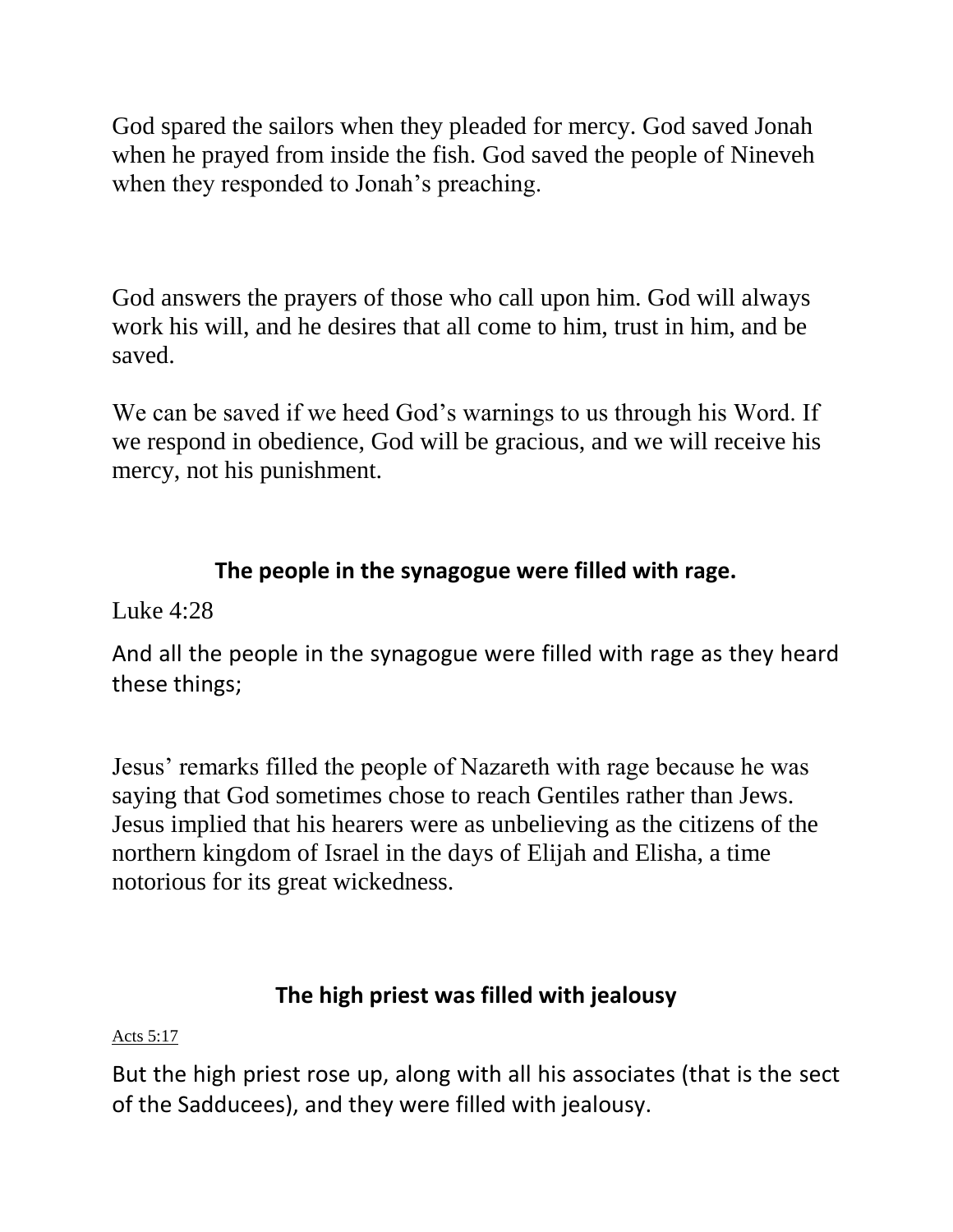God spared the sailors when they pleaded for mercy. God saved Jonah when he prayed from inside the fish. God saved the people of Nineveh when they responded to Jonah's preaching.

God answers the prayers of those who call upon him. God will always work his will, and he desires that all come to him, trust in him, and be saved.

We can be saved if we heed God's warnings to us through his Word. If we respond in obedience, God will be gracious, and we will receive his mercy, not his punishment.

## The people in the synagogue were filled with rage.

Luke 4:28

And all the people in the synagogue were filled with rage as they heard these things;

Jesus' remarks filled the people of Nazareth with rage because he was saying that God sometimes chose to reach Gentiles rather than Jews. Jesus implied that his hearers were as unbelieving as the citizens of the northern kingdom of Israel in the days of Elijah and Elisha, a time notorious for its great wickedness.

## The high priest was filled with jealousy

Acts 5:17

But the high priest rose up, along with all his associates (that is the sect of the Sadducees), and they were filled with jealousy.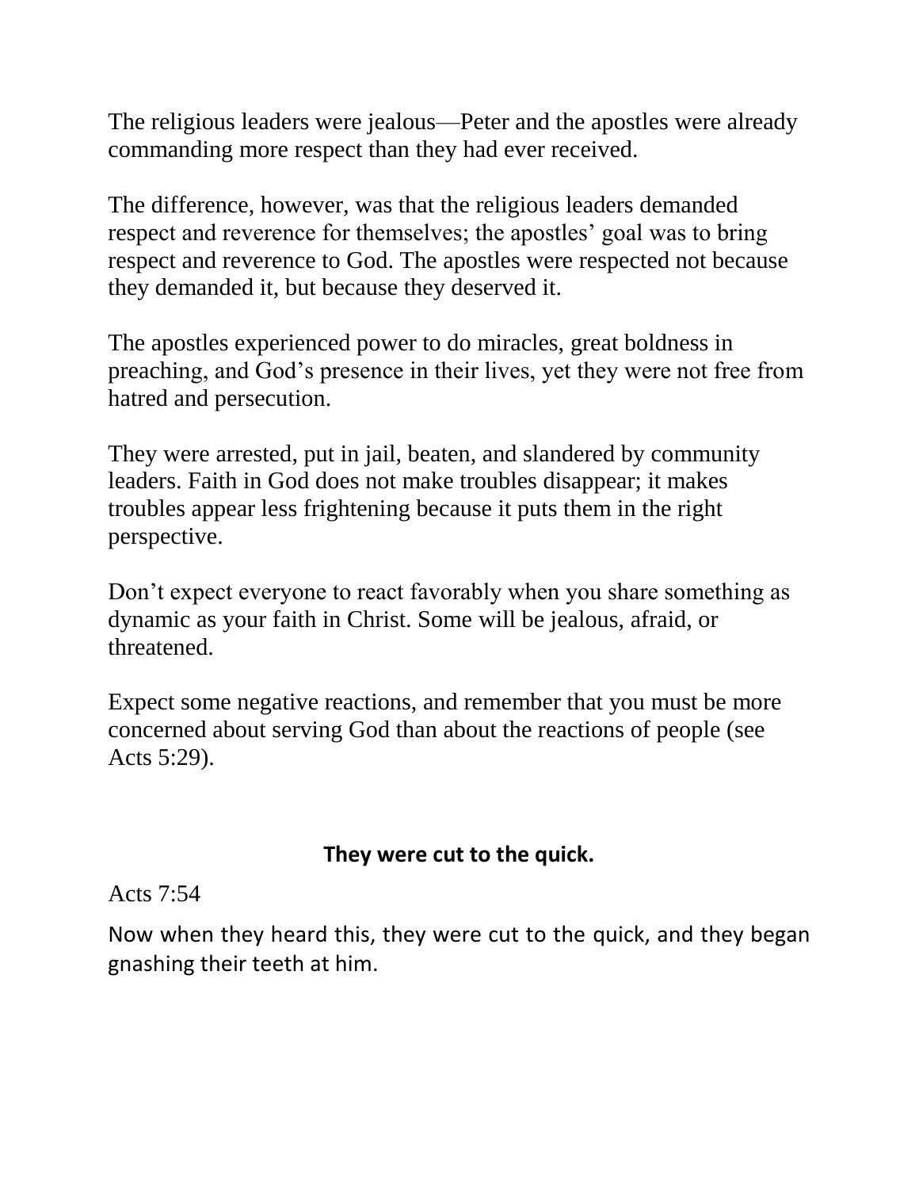The religious leaders were jealous—Peter and the apostles were already commanding more respect than they had ever received.

The difference, however, was that the religious leaders demanded respect and reverence for themselves; the apostles' goal was to bring respect and reverence to God. The apostles were respected not because they demanded it, but because they deserved it.

The apostles experienced power to do miracles, great boldness in preaching, and God's presence in their lives, yet they were not free from hatred and persecution.

They were arrested, put in jail, beaten, and slandered by community leaders. Faith in God does not make troubles disappear; it makes troubles appear less frightening because it puts them in the right perspective.

Don't expect everyone to react favorably when you share something as dynamic as your faith in Christ. Some will be jealous, afraid, or threatened.

Expect some negative reactions, and remember that you must be more concerned about serving God than about the reactions of people (see Acts 5:29).

## They were cut to the quick.

Acts 7:54

Now when they heard this, they were cut to the quick, and they began gnashing their teeth at him.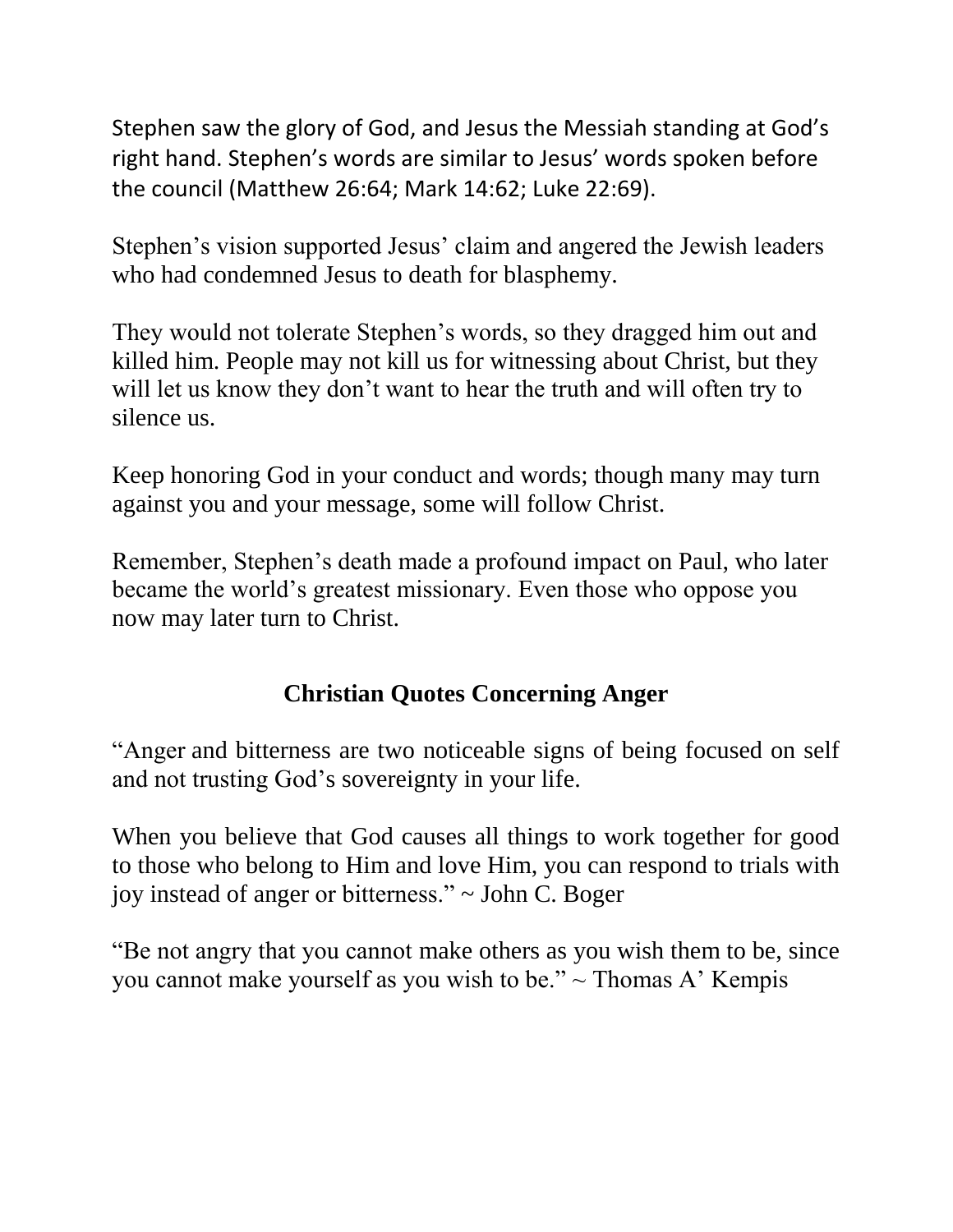Stephen saw the glory of God, and Jesus the Messiah standing at God's right hand. Stephen's words are similar to Jesus' words spoken before the council (Matthew 26:64; Mark 14:62; Luke 22:69).

Stephen's vision supported Jesus' claim and angered the Jewish leaders who had condemned Jesus to death for blasphemy.

They would not tolerate Stephen's words, so they dragged him out and killed him. People may not kill us for witnessing about Christ, but they will let us know they don't want to hear the truth and will often try to silence us.

Keep honoring God in your conduct and words; though many may turn against you and your message, some will follow Christ.

Remember, Stephen's death made a profound impact on Paul, who later became the world's greatest missionary. Even those who oppose you now may later turn to Christ.

## Christian Quotes Concerning Anger

"Anger and bitterness are two noticeable signs of being focused on self and not trusting God's sovereignty in your life.

When you believe that God causes all things to work together for good to those who belong to Him and love Him, you can respond to trials with joy instead of anger or bitterness." ~ John C. Boger

"Be not angry that you cannot make others as you wish them to be, since you cannot make yourself as you wish to be." ~ Thomas A' Kempis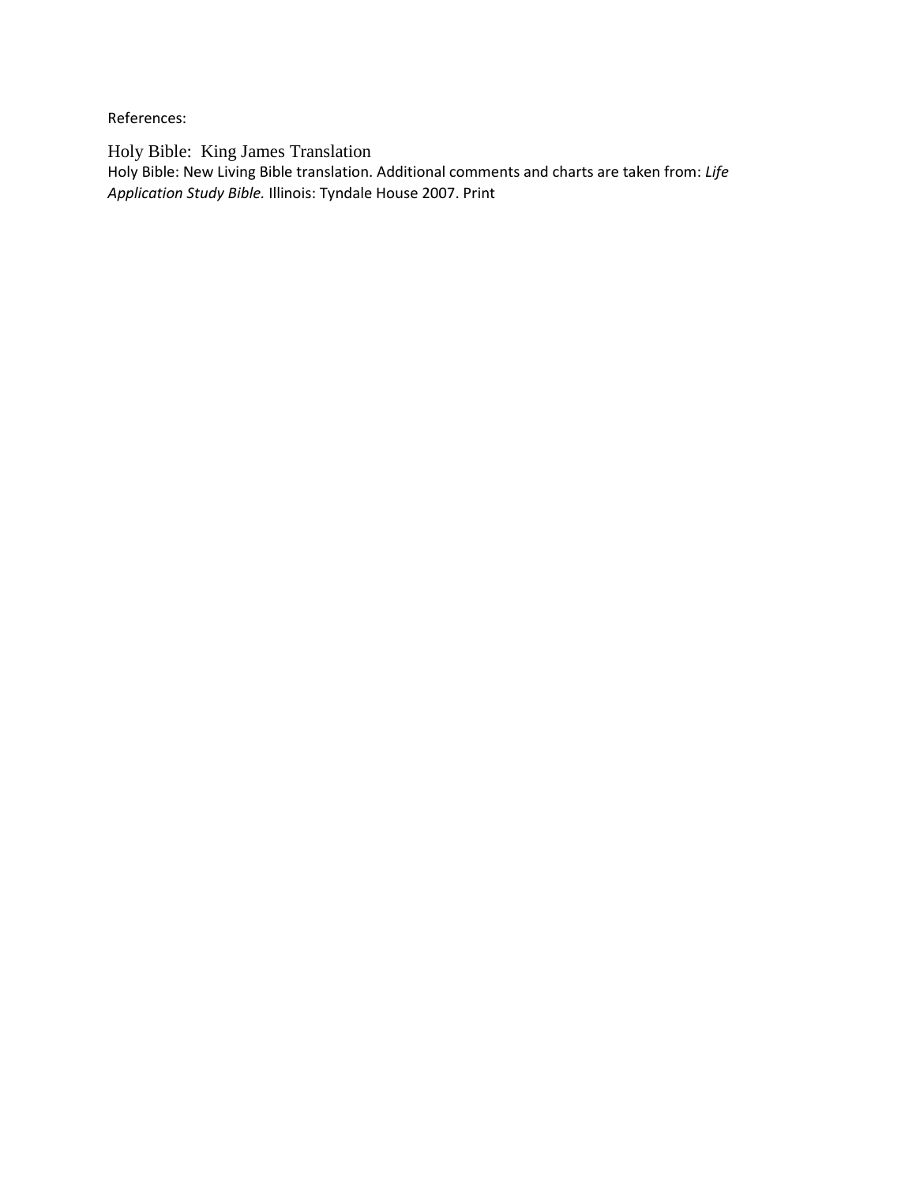References:

Holy Bible: King James Translation

Holy Bible: New Living Bible translation. Additional comments and charts are taken from: *Life Application Study Bible.* Illinois: Tyndale House 2007. Print